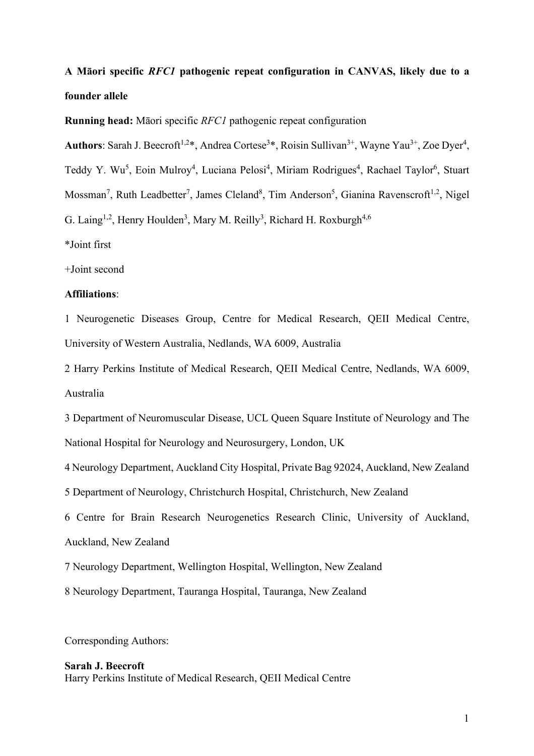**A Māori specific *RFC1* pathogenic repeat configuration in CANVAS, likely due to a founder allele**

**Running head:** Māori specific *RFC1* pathogenic repeat configuration

**Authors**: Sarah J. Beecroft[1,2]*, Andrea Cortese[3]*, Roisin Sullivan[3+], Wayne Yau[3+], Zoe Dyer[4], Teddy Y. Wu[5], Eoin Mulroy[4], Luciana Pelosi[4], Miriam Rodrigues[4], Rachael Taylor[6], Stuart Mossman[7], Ruth Leadbetter[7], James Cleland[8], Tim Anderson[5], Gianina Ravenscroft[1,2], Nigel G. Laing[1,2], Henry Houlden[3], Mary M. Reilly[3], Richard H. Roxburgh[4,6]

*Joint first

+Joint second

**Affiliations**:

1 Neurogenetic Diseases Group, Centre for Medical Research, QEII Medical Centre, University of Western Australia, Nedlands, WA 6009, Australia

2 Harry Perkins Institute of Medical Research, QEII Medical Centre, Nedlands, WA 6009, Australia

3 Department of Neuromuscular Disease, UCL Queen Square Institute of Neurology and The National Hospital for Neurology and Neurosurgery, London, UK

4 Neurology Department, Auckland City Hospital, Private Bag 92024, Auckland, New Zealand

5 Department of Neurology, Christchurch Hospital, Christchurch, New Zealand

6 Centre for Brain Research Neurogenetics Research Clinic, University of Auckland, Auckland, New Zealand

7 Neurology Department, Wellington Hospital, Wellington, New Zealand

8 Neurology Department, Tauranga Hospital, Tauranga, New Zealand

Corresponding Authors:

**Sarah J. Beecroft**
Harry Perkins Institute of Medical Research, QEII Medical Centre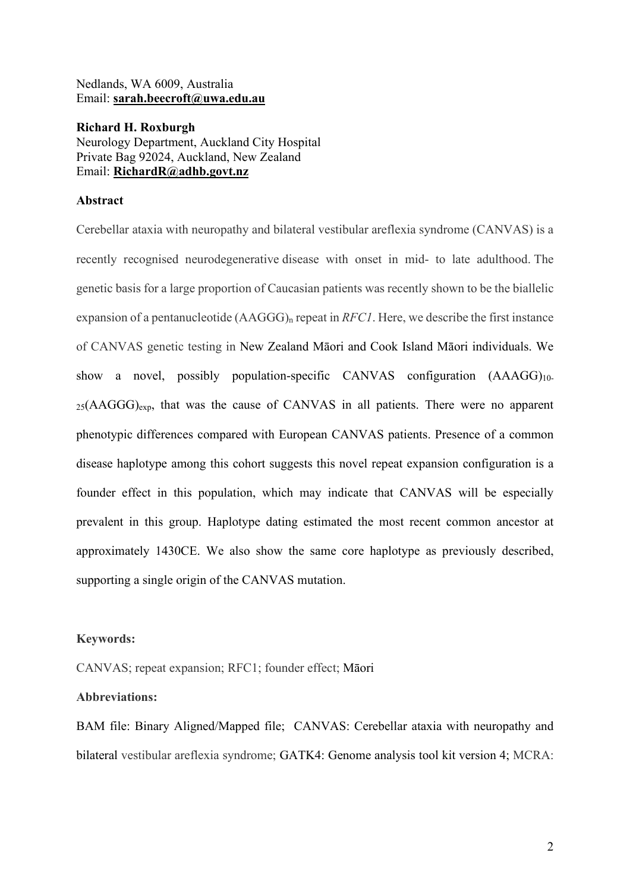Nedlands, WA 6009, Australia
Email: **sarah.beecroft@uwa.edu.au**

**Richard H. Roxburgh**
Neurology Department, Auckland City Hospital
Private Bag 92024, Auckland, New Zealand
Email: **RichardR@adhb.govt.nz**

**Abstract**

Cerebellar ataxia with neuropathy and bilateral vestibular areflexia syndrome (CANVAS) is a recently recognised neurodegenerative disease with onset in mid- to late adulthood. The genetic basis for a large proportion of Caucasian patients was recently shown to be the biallelic expansion of a pentanucleotide $(AAGGG)_n$ repeat in *RFC1*. Here, we describe the first instance of CANVAS genetic testing in New Zealand Māori and Cook Island Māori individuals. We show a novel, possibly population-specific CANVAS configuration $(AAAGG)_{10-25}(AAGGG)_{exp}$, that was the cause of CANVAS in all patients. There were no apparent phenotypic differences compared with European CANVAS patients. Presence of a common disease haplotype among this cohort suggests this novel repeat expansion configuration is a founder effect in this population, which may indicate that CANVAS will be especially prevalent in this group. Haplotype dating estimated the most recent common ancestor at approximately 1430CE. We also show the same core haplotype as previously described, supporting a single origin of the CANVAS mutation.

**Keywords:**

CANVAS; repeat expansion; RFC1; founder effect; Māori

**Abbreviations:**

BAM file: Binary Aligned/Mapped file; CANVAS: Cerebellar ataxia with neuropathy and bilateral vestibular areflexia syndrome; GATK4: Genome analysis tool kit version 4; MCRA: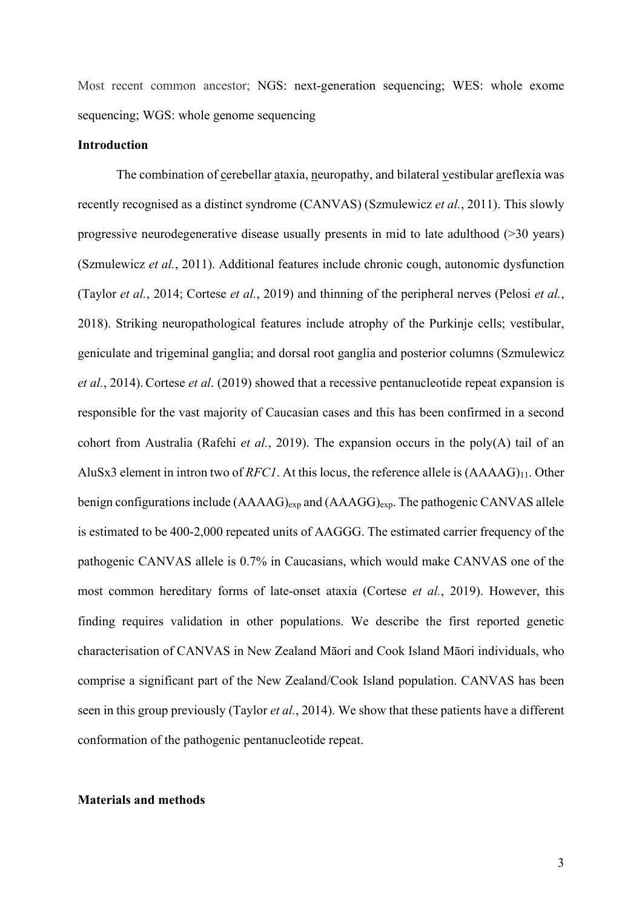Most recent common ancestor; NGS: next-generation sequencing; WES: whole exome sequencing; WGS: whole genome sequencing

## Introduction

The combination of cerebellar ataxia, neuropathy, and bilateral vestibular areflexia was recently recognised as a distinct syndrome (CANVAS) (Szmulewicz *et al.*, 2011). This slowly progressive neurodegenerative disease usually presents in mid to late adulthood (>30 years) (Szmulewicz *et al.*, 2011). Additional features include chronic cough, autonomic dysfunction (Taylor *et al.*, 2014; Cortese *et al.*, 2019) and thinning of the peripheral nerves (Pelosi *et al.*, 2018). Striking neuropathological features include atrophy of the Purkinje cells; vestibular, geniculate and trigeminal ganglia; and dorsal root ganglia and posterior columns (Szmulewicz *et al.*, 2014). Cortese *et al*. (2019) showed that a recessive pentanucleotide repeat expansion is responsible for the vast majority of Caucasian cases and this has been confirmed in a second cohort from Australia (Rafehi *et al.*, 2019). The expansion occurs in the poly(A) tail of an AluSx3 element in intron two of *RFC1*. At this locus, the reference allele is $(AAAAG)_{11}$. Other benign configurations include $(AAAAG)_{exp}$ and $(AAAGG)_{exp}$. The pathogenic CANVAS allele is estimated to be 400-2,000 repeated units of AAGGG. The estimated carrier frequency of the pathogenic CANVAS allele is 0.7% in Caucasians, which would make CANVAS one of the most common hereditary forms of late-onset ataxia (Cortese *et al.*, 2019). However, this finding requires validation in other populations. We describe the first reported genetic characterisation of CANVAS in New Zealand Māori and Cook Island Māori individuals, who comprise a significant part of the New Zealand/Cook Island population. CANVAS has been seen in this group previously (Taylor *et al.*, 2014). We show that these patients have a different conformation of the pathogenic pentanucleotide repeat.

## Materials and methods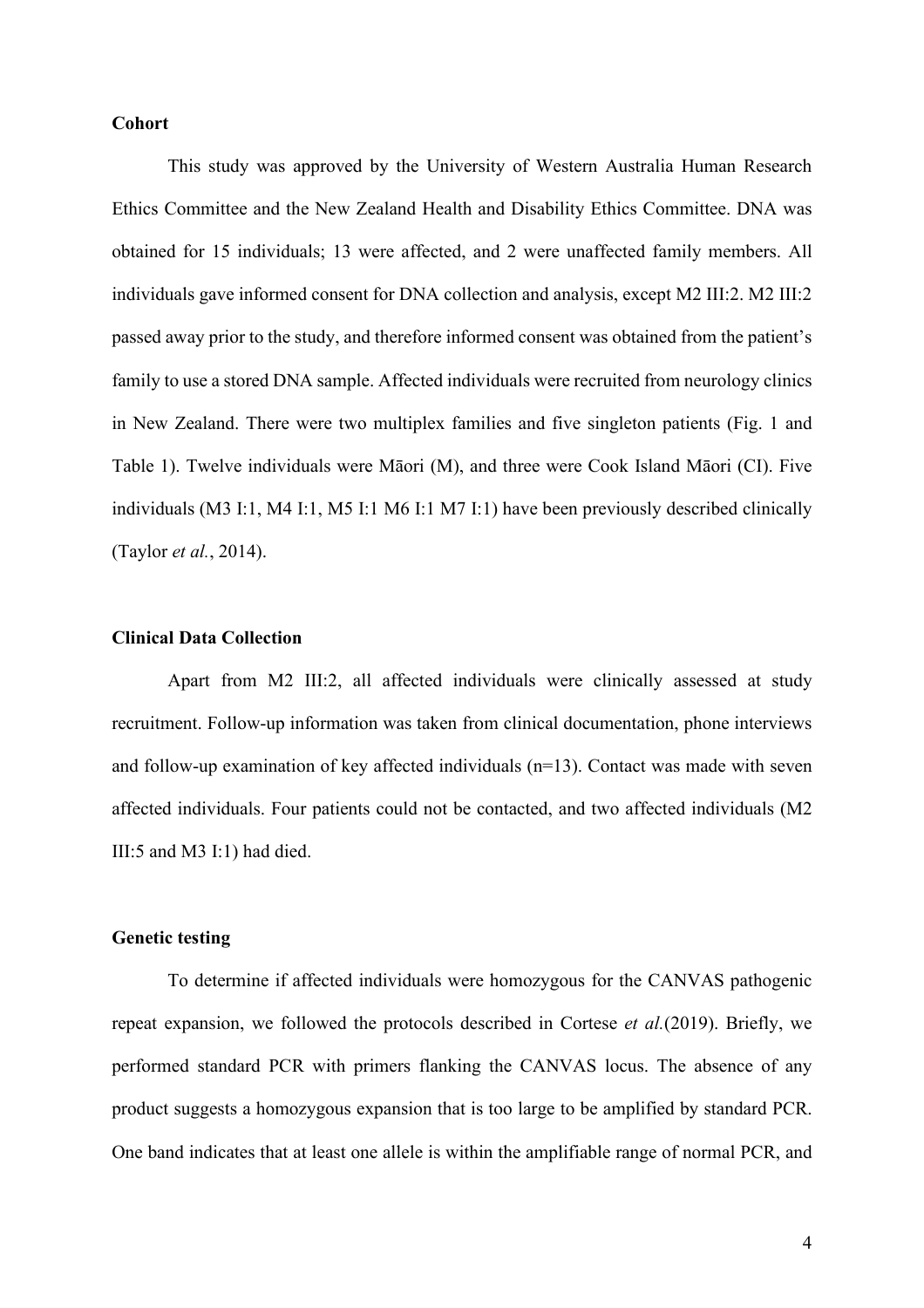**Cohort**

This study was approved by the University of Western Australia Human Research Ethics Committee and the New Zealand Health and Disability Ethics Committee. DNA was obtained for 15 individuals; 13 were affected, and 2 were unaffected family members. All individuals gave informed consent for DNA collection and analysis, except M2 III:2. M2 III:2 passed away prior to the study, and therefore informed consent was obtained from the patient's family to use a stored DNA sample. Affected individuals were recruited from neurology clinics in New Zealand. There were two multiplex families and five singleton patients (Fig. 1 and Table 1). Twelve individuals were Māori (M), and three were Cook Island Māori (CI). Five individuals (M3 I:1, M4 I:1, M5 I:1 M6 I:1 M7 I:1) have been previously described clinically (Taylor *et al.*, 2014).

**Clinical Data Collection**

Apart from M2 III:2, all affected individuals were clinically assessed at study recruitment. Follow-up information was taken from clinical documentation, phone interviews and follow-up examination of key affected individuals (n=13). Contact was made with seven affected individuals. Four patients could not be contacted, and two affected individuals (M2 III:5 and M3 I:1) had died.

**Genetic testing**

To determine if affected individuals were homozygous for the CANVAS pathogenic repeat expansion, we followed the protocols described in Cortese *et al.*(2019). Briefly, we performed standard PCR with primers flanking the CANVAS locus. The absence of any product suggests a homozygous expansion that is too large to be amplified by standard PCR. One band indicates that at least one allele is within the amplifiable range of normal PCR, and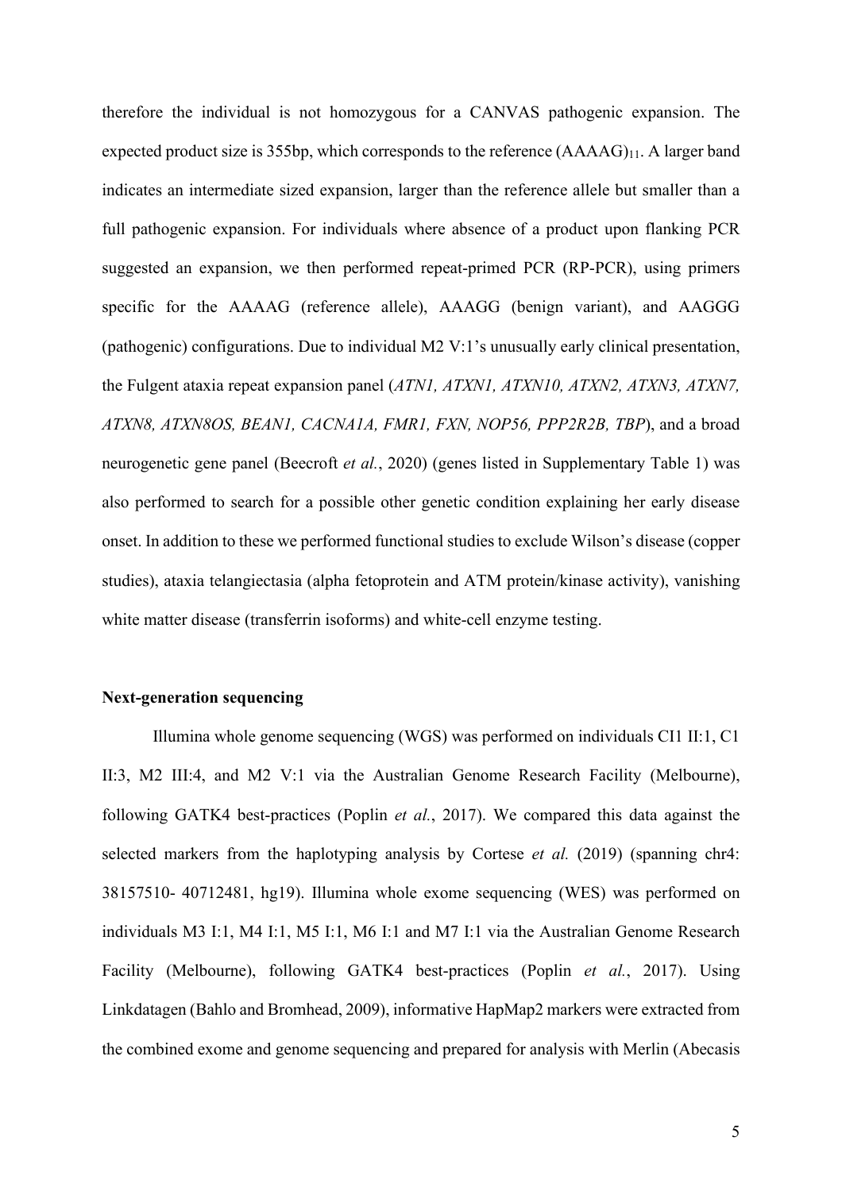therefore the individual is not homozygous for a CANVAS pathogenic expansion. The expected product size is 355bp, which corresponds to the reference $(AAAAG)_{11}$. A larger band indicates an intermediate sized expansion, larger than the reference allele but smaller than a full pathogenic expansion. For individuals where absence of a product upon flanking PCR suggested an expansion, we then performed repeat-primed PCR (RP-PCR), using primers specific for the AAAAG (reference allele), AAAGG (benign variant), and AAGGG (pathogenic) configurations. Due to individual M2 V:1's unusually early clinical presentation, the Fulgent ataxia repeat expansion panel (*ATN1, ATXN1, ATXN10, ATXN2, ATXN3, ATXN7, ATXN8, ATXN8OS, BEAN1, CACNA1A, FMR1, FXN, NOP56, PPP2R2B, TBP*), and a broad neurogenetic gene panel (Beecroft *et al.*, 2020) (genes listed in Supplementary Table 1) was also performed to search for a possible other genetic condition explaining her early disease onset. In addition to these we performed functional studies to exclude Wilson's disease (copper studies), ataxia telangiectasia (alpha fetoprotein and ATM protein/kinase activity), vanishing white matter disease (transferrin isoforms) and white-cell enzyme testing.

**Next-generation sequencing**

Illumina whole genome sequencing (WGS) was performed on individuals CI1 II:1, C1 II:3, M2 III:4, and M2 V:1 via the Australian Genome Research Facility (Melbourne), following GATK4 best-practices (Poplin *et al.*, 2017). We compared this data against the selected markers from the haplotyping analysis by Cortese *et al.* (2019) (spanning chr4: 38157510- 40712481, hg19). Illumina whole exome sequencing (WES) was performed on individuals M3 I:1, M4 I:1, M5 I:1, M6 I:1 and M7 I:1 via the Australian Genome Research Facility (Melbourne), following GATK4 best-practices (Poplin *et al.*, 2017). Using Linkdatagen (Bahlo and Bromhead, 2009), informative HapMap2 markers were extracted from the combined exome and genome sequencing and prepared for analysis with Merlin (Abecasis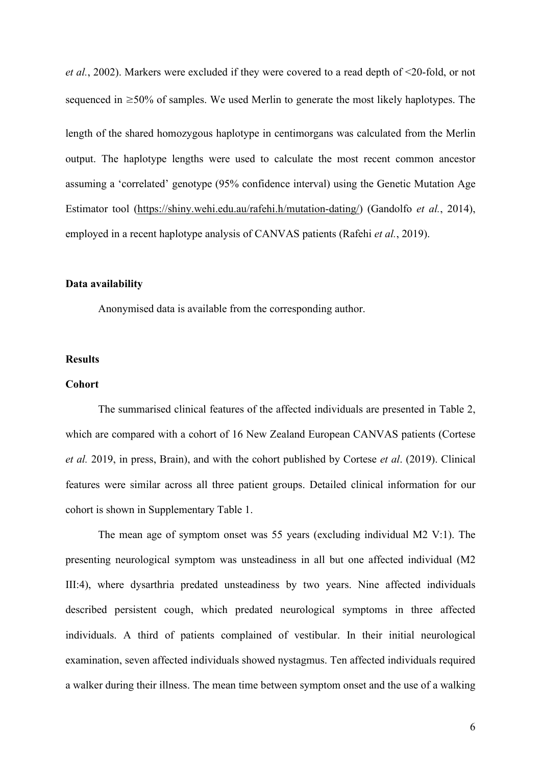*et al.*, 2002). Markers were excluded if they were covered to a read depth of <20-fold, or not sequenced in ≥50% of samples. We used Merlin to generate the most likely haplotypes. The length of the shared homozygous haplotype in centimorgans was calculated from the Merlin output. The haplotype lengths were used to calculate the most recent common ancestor assuming a 'correlated' genotype (95% confidence interval) using the Genetic Mutation Age Estimator tool (https://shiny.wehi.edu.au/rafehi.h/mutation-dating/) (Gandolfo *et al.*, 2014), employed in a recent haplotype analysis of CANVAS patients (Rafehi *et al.*, 2019).

### Data availability

Anonymised data is available from the corresponding author.

## Results

### Cohort

The summarised clinical features of the affected individuals are presented in Table 2, which are compared with a cohort of 16 New Zealand European CANVAS patients (Cortese *et al.* 2019, in press, Brain), and with the cohort published by Cortese *et al*. (2019). Clinical features were similar across all three patient groups. Detailed clinical information for our cohort is shown in Supplementary Table 1.

The mean age of symptom onset was 55 years (excluding individual M2 V:1). The presenting neurological symptom was unsteadiness in all but one affected individual (M2 III:4), where dysarthria predated unsteadiness by two years. Nine affected individuals described persistent cough, which predated neurological symptoms in three affected individuals. A third of patients complained of vestibular. In their initial neurological examination, seven affected individuals showed nystagmus. Ten affected individuals required a walker during their illness. The mean time between symptom onset and the use of a walking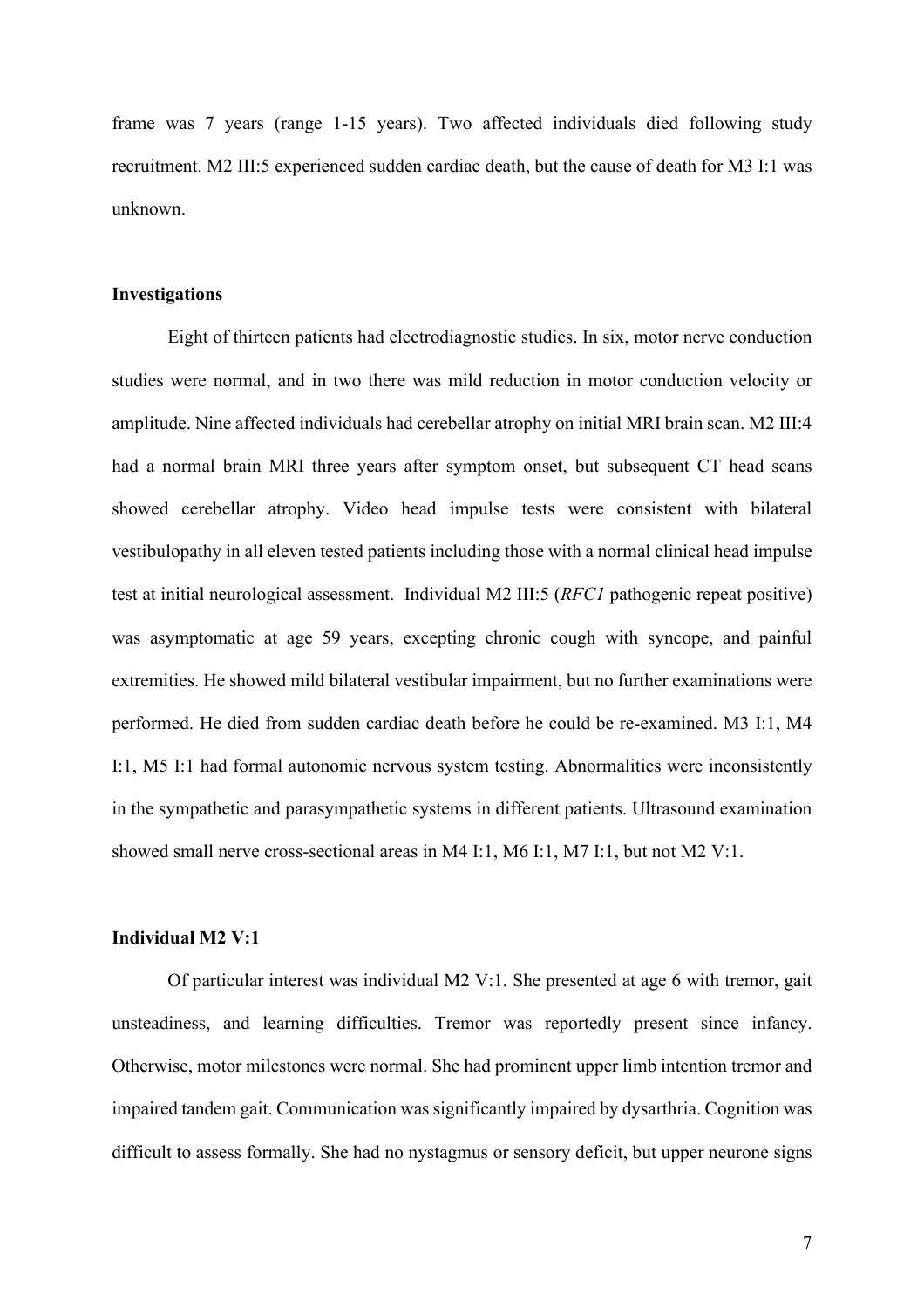frame was 7 years (range 1-15 years). Two affected individuals died following study recruitment. M2 III:5 experienced sudden cardiac death, but the cause of death for M3 I:1 was unknown.

### Investigations

Eight of thirteen patients had electrodiagnostic studies. In six, motor nerve conduction studies were normal, and in two there was mild reduction in motor conduction velocity or amplitude. Nine affected individuals had cerebellar atrophy on initial MRI brain scan. M2 III:4 had a normal brain MRI three years after symptom onset, but subsequent CT head scans showed cerebellar atrophy. Video head impulse tests were consistent with bilateral vestibulopathy in all eleven tested patients including those with a normal clinical head impulse test at initial neurological assessment. Individual M2 III:5 (*RFC1* pathogenic repeat positive) was asymptomatic at age 59 years, excepting chronic cough with syncope, and painful extremities. He showed mild bilateral vestibular impairment, but no further examinations were performed. He died from sudden cardiac death before he could be re-examined. M3 I:1, M4 I:1, M5 I:1 had formal autonomic nervous system testing. Abnormalities were inconsistently in the sympathetic and parasympathetic systems in different patients. Ultrasound examination showed small nerve cross-sectional areas in M4 I:1, M6 I:1, M7 I:1, but not M2 V:1.

### Individual M2 V:1

Of particular interest was individual M2 V:1. She presented at age 6 with tremor, gait unsteadiness, and learning difficulties. Tremor was reportedly present since infancy. Otherwise, motor milestones were normal. She had prominent upper limb intention tremor and impaired tandem gait. Communication was significantly impaired by dysarthria. Cognition was difficult to assess formally. She had no nystagmus or sensory deficit, but upper neurone signs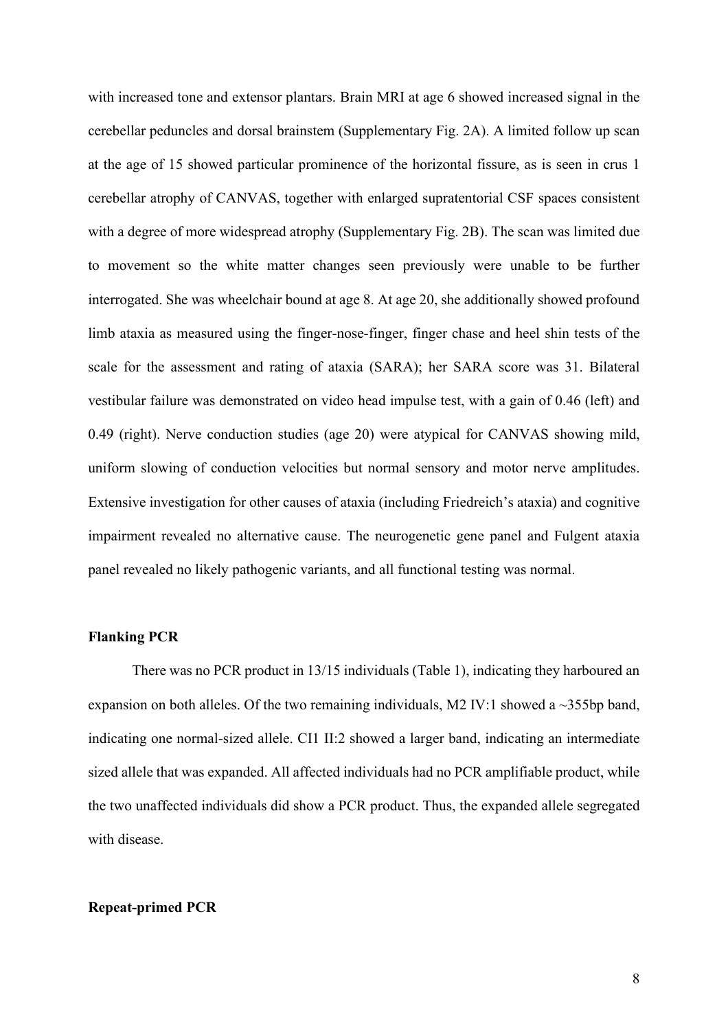with increased tone and extensor plantars. Brain MRI at age 6 showed increased signal in the cerebellar peduncles and dorsal brainstem (Supplementary Fig. 2A). A limited follow up scan at the age of 15 showed particular prominence of the horizontal fissure, as is seen in crus 1 cerebellar atrophy of CANVAS, together with enlarged supratentorial CSF spaces consistent with a degree of more widespread atrophy (Supplementary Fig. 2B). The scan was limited due to movement so the white matter changes seen previously were unable to be further interrogated. She was wheelchair bound at age 8. At age 20, she additionally showed profound limb ataxia as measured using the finger-nose-finger, finger chase and heel shin tests of the scale for the assessment and rating of ataxia (SARA); her SARA score was 31. Bilateral vestibular failure was demonstrated on video head impulse test, with a gain of 0.46 (left) and 0.49 (right). Nerve conduction studies (age 20) were atypical for CANVAS showing mild, uniform slowing of conduction velocities but normal sensory and motor nerve amplitudes. Extensive investigation for other causes of ataxia (including Friedreich's ataxia) and cognitive impairment revealed no alternative cause. The neurogenetic gene panel and Fulgent ataxia panel revealed no likely pathogenic variants, and all functional testing was normal.

### Flanking PCR

There was no PCR product in 13/15 individuals (Table 1), indicating they harboured an expansion on both alleles. Of the two remaining individuals, M2 IV:1 showed a ~355bp band, indicating one normal-sized allele. CI1 II:2 showed a larger band, indicating an intermediate sized allele that was expanded. All affected individuals had no PCR amplifiable product, while the two unaffected individuals did show a PCR product. Thus, the expanded allele segregated with disease.

### Repeat-primed PCR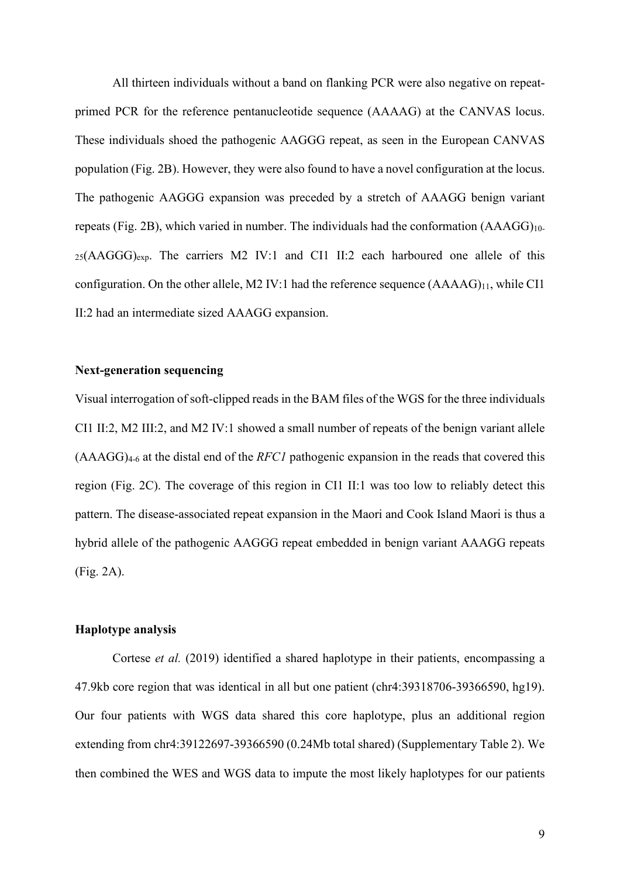All thirteen individuals without a band on flanking PCR were also negative on repeat-primed PCR for the reference pentanucleotide sequence (AAAAG) at the CANVAS locus. These individuals shoed the pathogenic AAGGG repeat, as seen in the European CANVAS population (Fig. 2B). However, they were also found to have a novel configuration at the locus. The pathogenic AAGGG expansion was preceded by a stretch of AAAGG benign variant repeats (Fig. 2B), which varied in number. The individuals had the conformation $(AAAGG)_{10\text{-}25}(AAGGG)_{exp}$. The carriers M2 IV:1 and CI1 II:2 each harboured one allele of this configuration. On the other allele, M2 IV:1 had the reference sequence $(AAAAG)_{11}$, while CI1 II:2 had an intermediate sized AAAGG expansion.

## Next-generation sequencing

Visual interrogation of soft-clipped reads in the BAM files of the WGS for the three individuals CI1 II:2, M2 III:2, and M2 IV:1 showed a small number of repeats of the benign variant allele $(AAAGG)_{4\text{-}6}$ at the distal end of the *RFC1* pathogenic expansion in the reads that covered this region (Fig. 2C). The coverage of this region in CI1 II:1 was too low to reliably detect this pattern. The disease-associated repeat expansion in the Maori and Cook Island Maori is thus a hybrid allele of the pathogenic AAGGG repeat embedded in benign variant AAAGG repeats (Fig. 2A).

## Haplotype analysis

Cortese *et al.* (2019) identified a shared haplotype in their patients, encompassing a 47.9kb core region that was identical in all but one patient (chr4:39318706-39366590, hg19). Our four patients with WGS data shared this core haplotype, plus an additional region extending from chr4:39122697-39366590 (0.24Mb total shared) (Supplementary Table 2). We then combined the WES and WGS data to impute the most likely haplotypes for our patients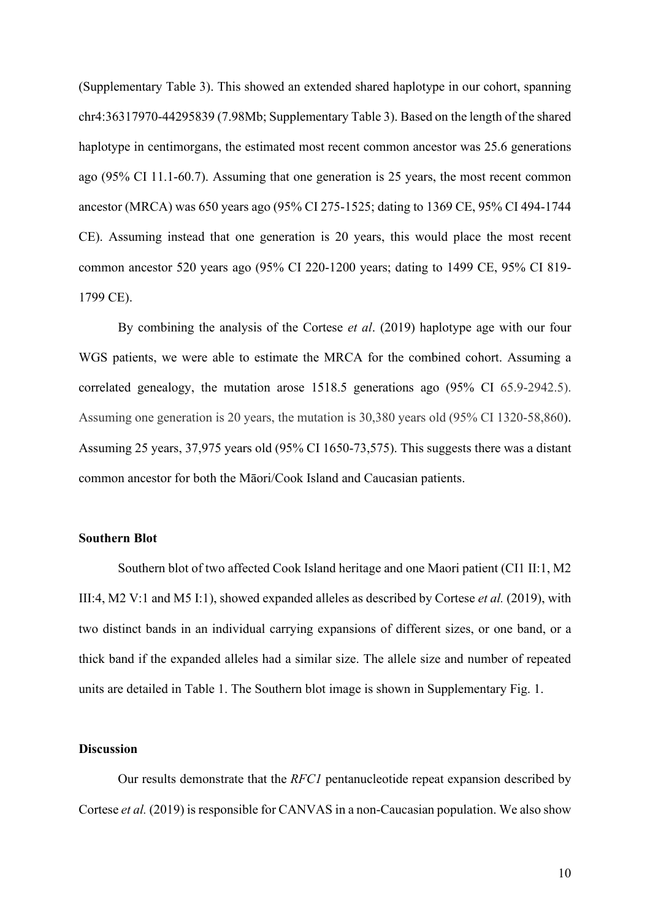(Supplementary Table 3). This showed an extended shared haplotype in our cohort, spanning chr4:36317970-44295839 (7.98Mb; Supplementary Table 3). Based on the length of the shared haplotype in centimorgans, the estimated most recent common ancestor was 25.6 generations ago (95% CI 11.1-60.7). Assuming that one generation is 25 years, the most recent common ancestor (MRCA) was 650 years ago (95% CI 275-1525; dating to 1369 CE, 95% CI 494-1744 CE). Assuming instead that one generation is 20 years, this would place the most recent common ancestor 520 years ago (95% CI 220-1200 years; dating to 1499 CE, 95% CI 819-1799 CE).

By combining the analysis of the Cortese *et al*. (2019) haplotype age with our four WGS patients, we were able to estimate the MRCA for the combined cohort. Assuming a correlated genealogy, the mutation arose 1518.5 generations ago (95% CI 65.9-2942.5). Assuming one generation is 20 years, the mutation is 30,380 years old (95% CI 1320-58,860). Assuming 25 years, 37,975 years old (95% CI 1650-73,575). This suggests there was a distant common ancestor for both the Māori/Cook Island and Caucasian patients.

### Southern Blot

Southern blot of two affected Cook Island heritage and one Maori patient (CI1 II:1, M2 III:4, M2 V:1 and M5 I:1), showed expanded alleles as described by Cortese *et al.* (2019), with two distinct bands in an individual carrying expansions of different sizes, or one band, or a thick band if the expanded alleles had a similar size. The allele size and number of repeated units are detailed in Table 1. The Southern blot image is shown in Supplementary Fig. 1.

### Discussion

Our results demonstrate that the *RFC1* pentanucleotide repeat expansion described by Cortese *et al.* (2019) is responsible for CANVAS in a non-Caucasian population. We also show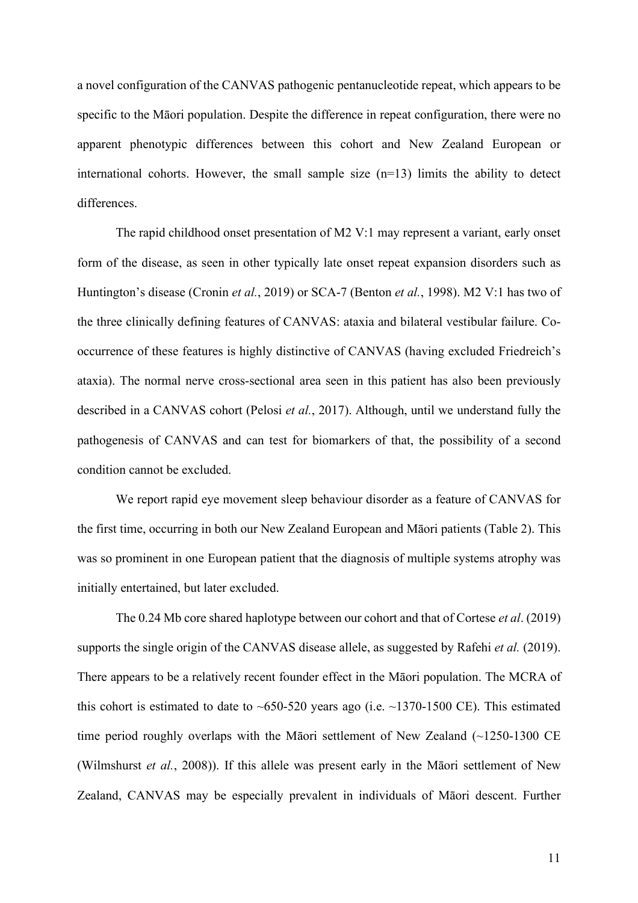a novel configuration of the CANVAS pathogenic pentanucleotide repeat, which appears to be specific to the Māori population. Despite the difference in repeat configuration, there were no apparent phenotypic differences between this cohort and New Zealand European or international cohorts. However, the small sample size (n=13) limits the ability to detect differences.

The rapid childhood onset presentation of M2 V:1 may represent a variant, early onset form of the disease, as seen in other typically late onset repeat expansion disorders such as Huntington's disease (Cronin *et al.*, 2019) or SCA-7 (Benton *et al.*, 1998). M2 V:1 has two of the three clinically defining features of CANVAS: ataxia and bilateral vestibular failure. Co-occurrence of these features is highly distinctive of CANVAS (having excluded Friedreich's ataxia). The normal nerve cross-sectional area seen in this patient has also been previously described in a CANVAS cohort (Pelosi *et al.*, 2017). Although, until we understand fully the pathogenesis of CANVAS and can test for biomarkers of that, the possibility of a second condition cannot be excluded.

We report rapid eye movement sleep behaviour disorder as a feature of CANVAS for the first time, occurring in both our New Zealand European and Māori patients (Table 2). This was so prominent in one European patient that the diagnosis of multiple systems atrophy was initially entertained, but later excluded.

The 0.24 Mb core shared haplotype between our cohort and that of Cortese *et al*. (2019) supports the single origin of the CANVAS disease allele, as suggested by Rafehi *et al.* (2019). There appears to be a relatively recent founder effect in the Māori population. The MCRA of this cohort is estimated to date to ~650-520 years ago (i.e. ~1370-1500 CE). This estimated time period roughly overlaps with the Māori settlement of New Zealand (~1250-1300 CE (Wilmshurst *et al.*, 2008)). If this allele was present early in the Māori settlement of New Zealand, CANVAS may be especially prevalent in individuals of Māori descent. Further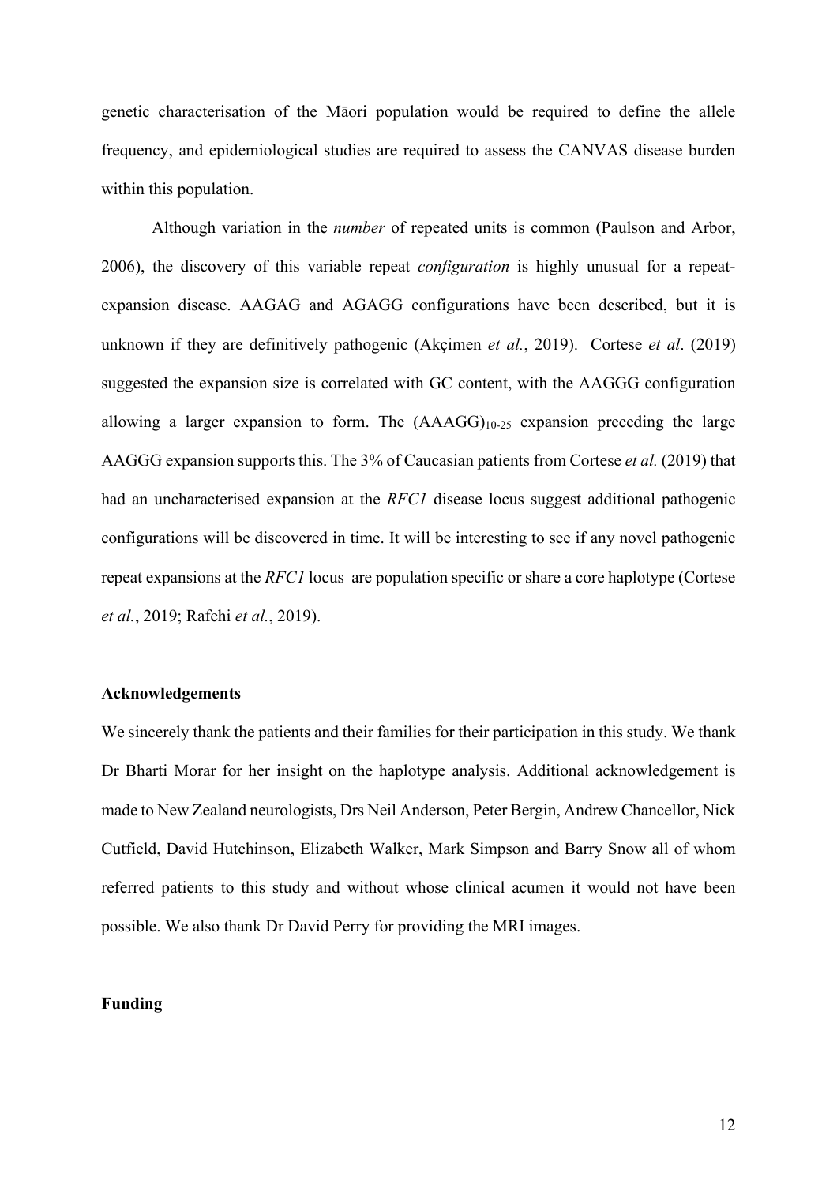genetic characterisation of the Māori population would be required to define the allele frequency, and epidemiological studies are required to assess the CANVAS disease burden within this population.

Although variation in the *number* of repeated units is common (Paulson and Arbor, 2006), the discovery of this variable repeat *configuration* is highly unusual for a repeat-expansion disease. AAGAG and AGAGG configurations have been described, but it is unknown if they are definitively pathogenic (Akçimen *et al.*, 2019). Cortese *et al*. (2019) suggested the expansion size is correlated with GC content, with the AAGGG configuration allowing a larger expansion to form. The $(AAAGG)_{10\text{-}25}$ expansion preceding the large AAGGG expansion supports this. The 3% of Caucasian patients from Cortese *et al.* (2019) that had an uncharacterised expansion at the *RFC1* disease locus suggest additional pathogenic configurations will be discovered in time. It will be interesting to see if any novel pathogenic repeat expansions at the *RFC1* locus are population specific or share a core haplotype (Cortese *et al.*, 2019; Rafehi *et al.*, 2019).

## Acknowledgements

We sincerely thank the patients and their families for their participation in this study. We thank Dr Bharti Morar for her insight on the haplotype analysis. Additional acknowledgement is made to New Zealand neurologists, Drs Neil Anderson, Peter Bergin, Andrew Chancellor, Nick Cutfield, David Hutchinson, Elizabeth Walker, Mark Simpson and Barry Snow all of whom referred patients to this study and without whose clinical acumen it would not have been possible. We also thank Dr David Perry for providing the MRI images.

## Funding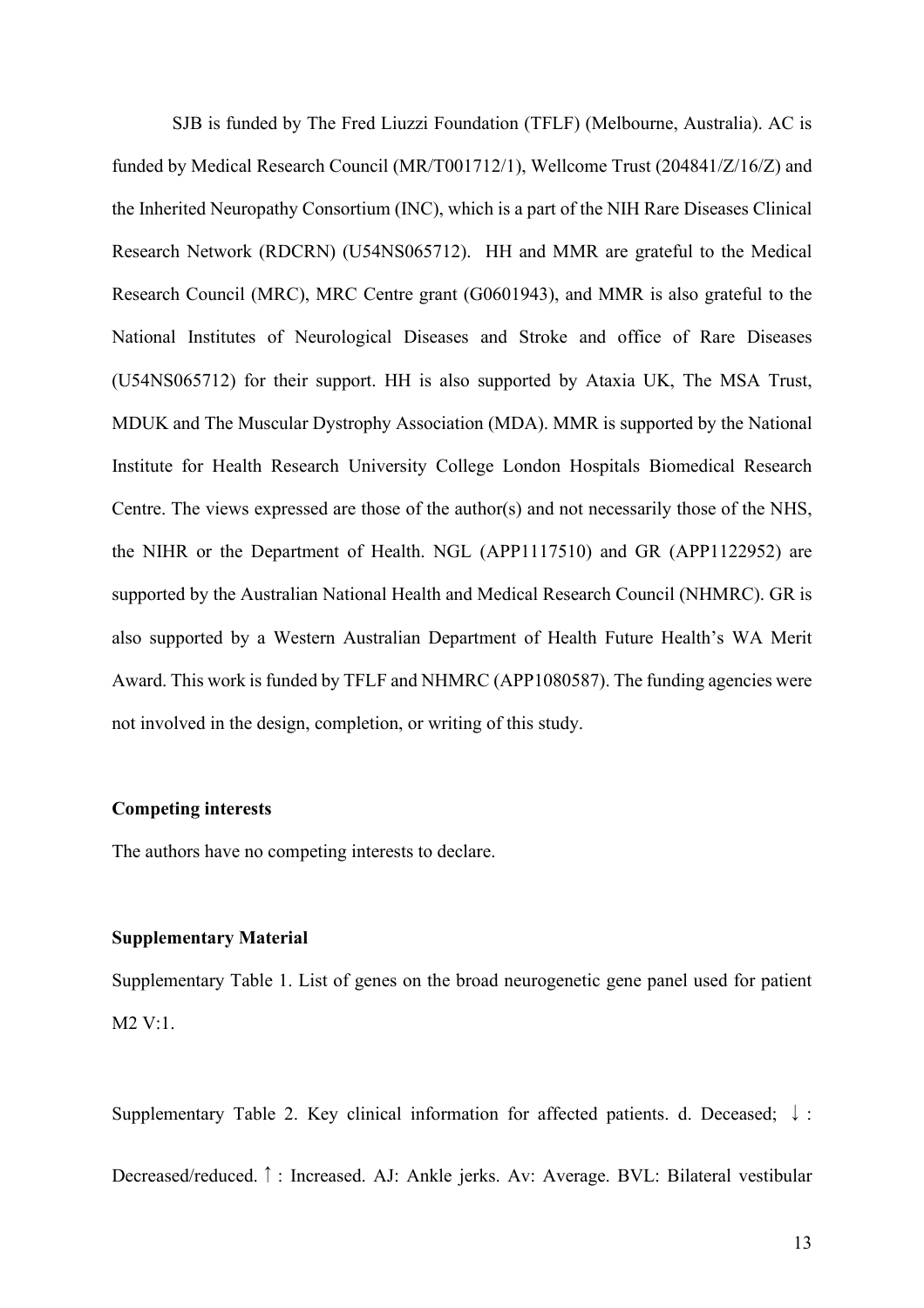SJB is funded by The Fred Liuzzi Foundation (TFLF) (Melbourne, Australia). AC is funded by Medical Research Council (MR/T001712/1), Wellcome Trust (204841/Z/16/Z) and the Inherited Neuropathy Consortium (INC), which is a part of the NIH Rare Diseases Clinical Research Network (RDCRN) (U54NS065712). HH and MMR are grateful to the Medical Research Council (MRC), MRC Centre grant (G0601943), and MMR is also grateful to the National Institutes of Neurological Diseases and Stroke and office of Rare Diseases (U54NS065712) for their support. HH is also supported by Ataxia UK, The MSA Trust, MDUK and The Muscular Dystrophy Association (MDA). MMR is supported by the National Institute for Health Research University College London Hospitals Biomedical Research Centre. The views expressed are those of the author(s) and not necessarily those of the NHS, the NIHR or the Department of Health. NGL (APP1117510) and GR (APP1122952) are supported by the Australian National Health and Medical Research Council (NHMRC). GR is also supported by a Western Australian Department of Health Future Health's WA Merit Award. This work is funded by TFLF and NHMRC (APP1080587). The funding agencies were not involved in the design, completion, or writing of this study.

**Competing interests**

The authors have no competing interests to declare.

**Supplementary Material**

Supplementary Table 1. List of genes on the broad neurogenetic gene panel used for patient M2 V:1.

Supplementary Table 2. Key clinical information for affected patients. d. Deceased; ↓ : Decreased/reduced. ↑ : Increased. AJ: Ankle jerks. Av: Average. BVL: Bilateral vestibular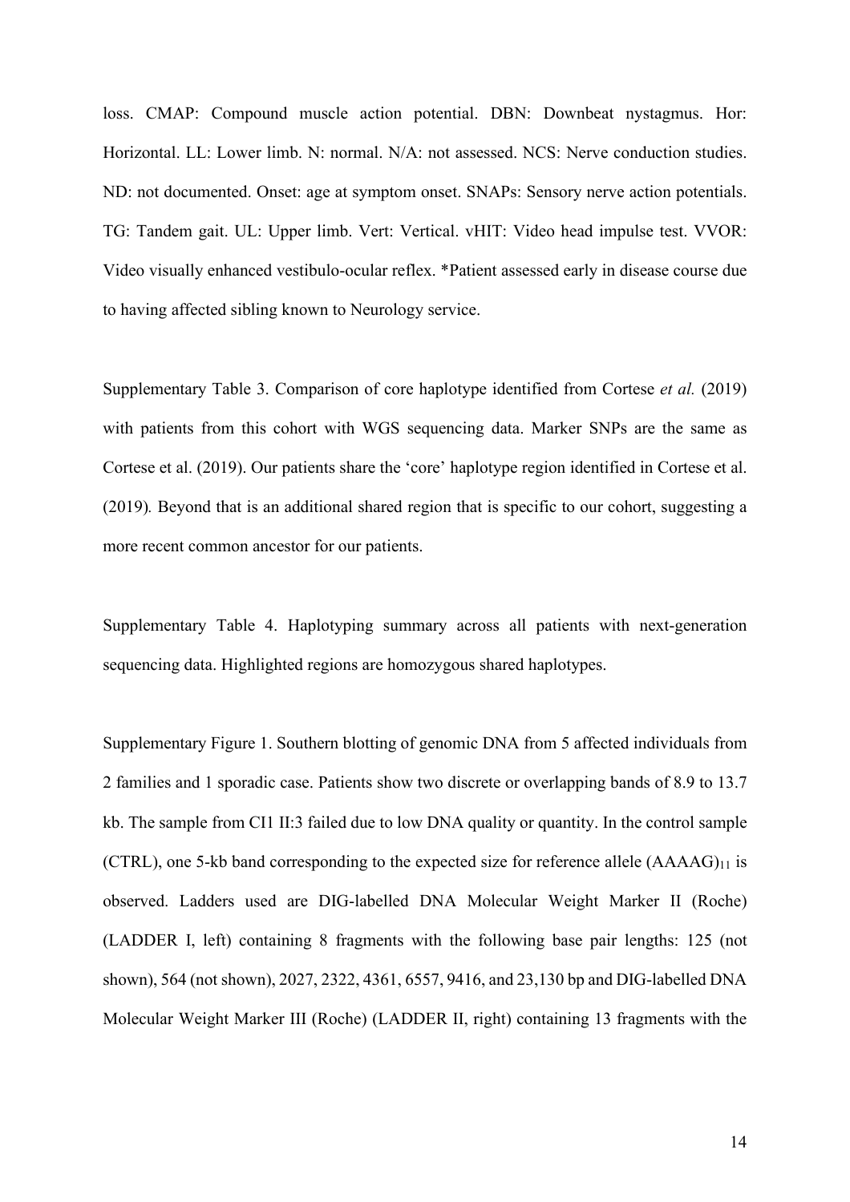loss. CMAP: Compound muscle action potential. DBN: Downbeat nystagmus. Hor: Horizontal. LL: Lower limb. N: normal. N/A: not assessed. NCS: Nerve conduction studies. ND: not documented. Onset: age at symptom onset. SNAPs: Sensory nerve action potentials. TG: Tandem gait. UL: Upper limb. Vert: Vertical. vHIT: Video head impulse test. VVOR: Video visually enhanced vestibulo-ocular reflex. *Patient assessed early in disease course due to having affected sibling known to Neurology service.

Supplementary Table 3. Comparison of core haplotype identified from Cortese *et al.* (2019) with patients from this cohort with WGS sequencing data. Marker SNPs are the same as Cortese et al. (2019). Our patients share the 'core' haplotype region identified in Cortese et al. (2019)*.* Beyond that is an additional shared region that is specific to our cohort, suggesting a more recent common ancestor for our patients.

Supplementary Table 4. Haplotyping summary across all patients with next-generation sequencing data. Highlighted regions are homozygous shared haplotypes.

Supplementary Figure 1. Southern blotting of genomic DNA from 5 affected individuals from 2 families and 1 sporadic case. Patients show two discrete or overlapping bands of 8.9 to 13.7 kb. The sample from CI1 II:3 failed due to low DNA quality or quantity. In the control sample (CTRL), one 5-kb band corresponding to the expected size for reference allele $(AAAAG)_{11}$ is observed. Ladders used are DIG-labelled DNA Molecular Weight Marker II (Roche) (LADDER I, left) containing 8 fragments with the following base pair lengths: 125 (not shown), 564 (not shown), 2027, 2322, 4361, 6557, 9416, and 23,130 bp and DIG-labelled DNA Molecular Weight Marker III (Roche) (LADDER II, right) containing 13 fragments with the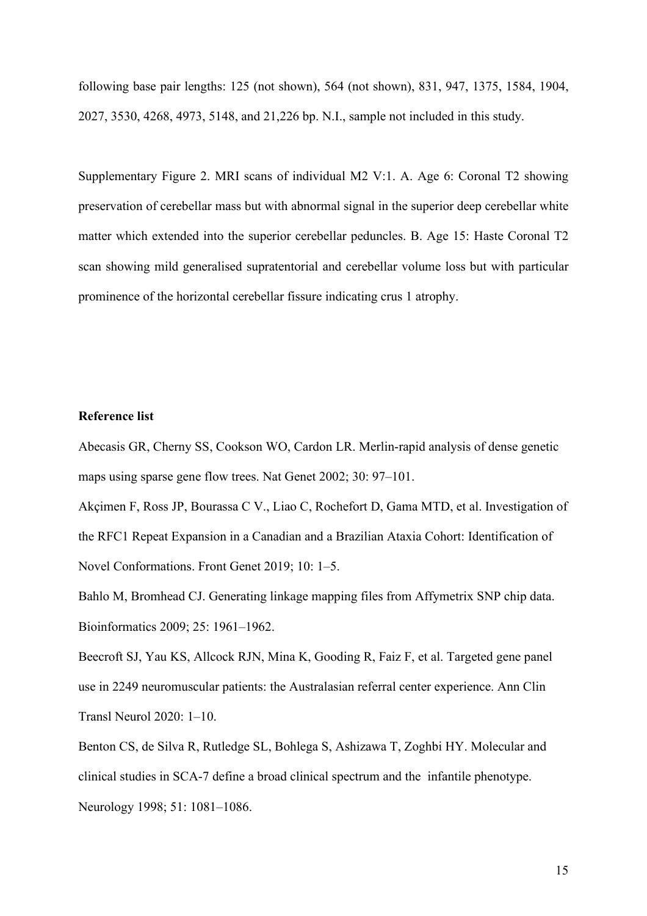following base pair lengths: 125 (not shown), 564 (not shown), 831, 947, 1375, 1584, 1904, 2027, 3530, 4268, 4973, 5148, and 21,226 bp. N.I., sample not included in this study.

Supplementary Figure 2. MRI scans of individual M2 V:1. A. Age 6: Coronal T2 showing preservation of cerebellar mass but with abnormal signal in the superior deep cerebellar white matter which extended into the superior cerebellar peduncles. B. Age 15: Haste Coronal T2 scan showing mild generalised supratentorial and cerebellar volume loss but with particular prominence of the horizontal cerebellar fissure indicating crus 1 atrophy.

**Reference list**

Abecasis GR, Cherny SS, Cookson WO, Cardon LR. Merlin-rapid analysis of dense genetic maps using sparse gene flow trees. Nat Genet 2002; 30: 97–101.

Akçimen F, Ross JP, Bourassa C V., Liao C, Rochefort D, Gama MTD, et al. Investigation of the RFC1 Repeat Expansion in a Canadian and a Brazilian Ataxia Cohort: Identification of Novel Conformations. Front Genet 2019; 10: 1–5.

Bahlo M, Bromhead CJ. Generating linkage mapping files from Affymetrix SNP chip data. Bioinformatics 2009; 25: 1961–1962.

Beecroft SJ, Yau KS, Allcock RJN, Mina K, Gooding R, Faiz F, et al. Targeted gene panel use in 2249 neuromuscular patients: the Australasian referral center experience. Ann Clin Transl Neurol 2020: 1–10.

Benton CS, de Silva R, Rutledge SL, Bohlega S, Ashizawa T, Zoghbi HY. Molecular and clinical studies in SCA-7 define a broad clinical spectrum and the infantile phenotype. Neurology 1998; 51: 1081–1086.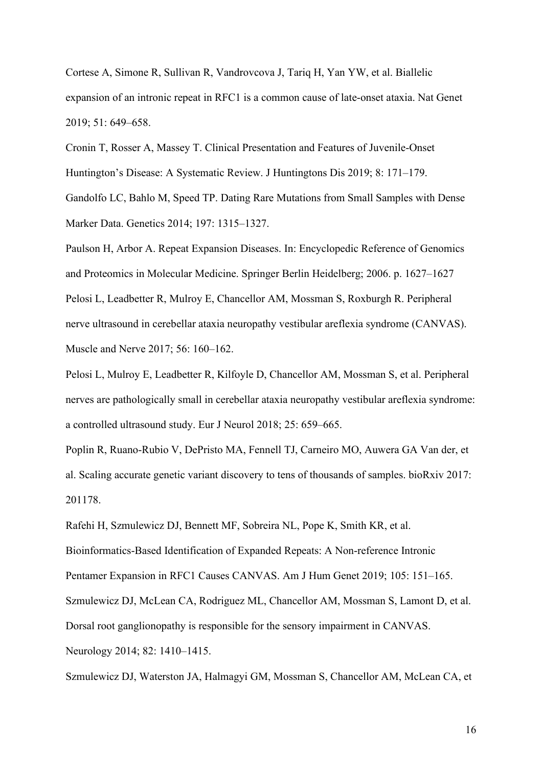Cortese A, Simone R, Sullivan R, Vandrovcova J, Tariq H, Yan YW, et al. Biallelic expansion of an intronic repeat in RFC1 is a common cause of late-onset ataxia. Nat Genet 2019; 51: 649–658.

Cronin T, Rosser A, Massey T. Clinical Presentation and Features of Juvenile-Onset Huntington's Disease: A Systematic Review. J Huntingtons Dis 2019; 8: 171–179.

Gandolfo LC, Bahlo M, Speed TP. Dating Rare Mutations from Small Samples with Dense Marker Data. Genetics 2014; 197: 1315–1327.

Paulson H, Arbor A. Repeat Expansion Diseases. In: Encyclopedic Reference of Genomics and Proteomics in Molecular Medicine. Springer Berlin Heidelberg; 2006. p. 1627–1627

Pelosi L, Leadbetter R, Mulroy E, Chancellor AM, Mossman S, Roxburgh R. Peripheral nerve ultrasound in cerebellar ataxia neuropathy vestibular areflexia syndrome (CANVAS). Muscle and Nerve 2017; 56: 160–162.

Pelosi L, Mulroy E, Leadbetter R, Kilfoyle D, Chancellor AM, Mossman S, et al. Peripheral nerves are pathologically small in cerebellar ataxia neuropathy vestibular areflexia syndrome: a controlled ultrasound study. Eur J Neurol 2018; 25: 659–665.

Poplin R, Ruano-Rubio V, DePristo MA, Fennell TJ, Carneiro MO, Auwera GA Van der, et al. Scaling accurate genetic variant discovery to tens of thousands of samples. bioRxiv 2017: 201178.

Rafehi H, Szmulewicz DJ, Bennett MF, Sobreira NL, Pope K, Smith KR, et al. Bioinformatics-Based Identification of Expanded Repeats: A Non-reference Intronic Pentamer Expansion in RFC1 Causes CANVAS. Am J Hum Genet 2019; 105: 151–165.

Szmulewicz DJ, McLean CA, Rodriguez ML, Chancellor AM, Mossman S, Lamont D, et al. Dorsal root ganglionopathy is responsible for the sensory impairment in CANVAS. Neurology 2014; 82: 1410–1415.

Szmulewicz DJ, Waterston JA, Halmagyi GM, Mossman S, Chancellor AM, McLean CA, et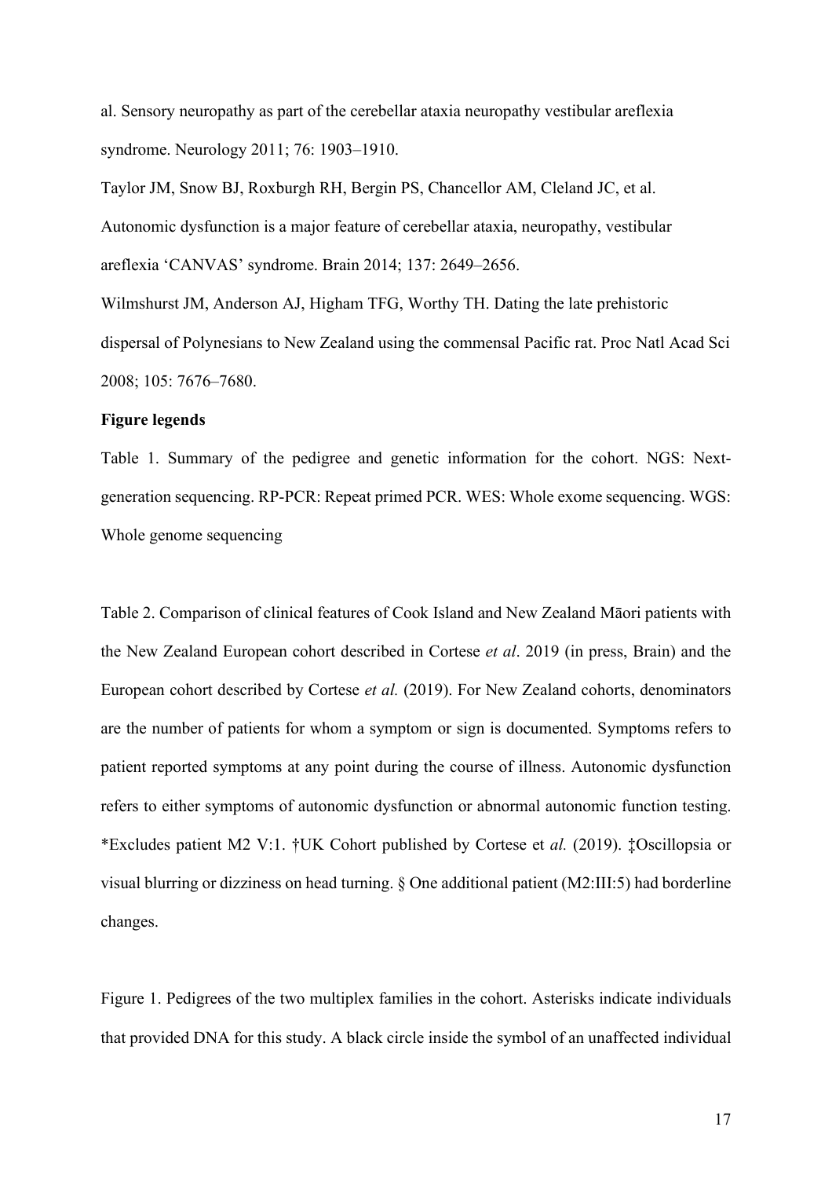al. Sensory neuropathy as part of the cerebellar ataxia neuropathy vestibular areflexia syndrome. Neurology 2011; 76: 1903–1910.

Taylor JM, Snow BJ, Roxburgh RH, Bergin PS, Chancellor AM, Cleland JC, et al. Autonomic dysfunction is a major feature of cerebellar ataxia, neuropathy, vestibular areflexia 'CANVAS' syndrome. Brain 2014; 137: 2649–2656.

Wilmshurst JM, Anderson AJ, Higham TFG, Worthy TH. Dating the late prehistoric dispersal of Polynesians to New Zealand using the commensal Pacific rat. Proc Natl Acad Sci 2008; 105: 7676–7680.

**Figure legends**

Table 1. Summary of the pedigree and genetic information for the cohort. NGS: Next-generation sequencing. RP-PCR: Repeat primed PCR. WES: Whole exome sequencing. WGS: Whole genome sequencing

Table 2. Comparison of clinical features of Cook Island and New Zealand Māori patients with the New Zealand European cohort described in Cortese *et al*. 2019 (in press, Brain) and the European cohort described by Cortese *et al.* (2019). For New Zealand cohorts, denominators are the number of patients for whom a symptom or sign is documented. Symptoms refers to patient reported symptoms at any point during the course of illness. Autonomic dysfunction refers to either symptoms of autonomic dysfunction or abnormal autonomic function testing. *Excludes patient M2 V:1. †UK Cohort published by Cortese et *al.* (2019). ‡Oscillopsia or visual blurring or dizziness on head turning. § One additional patient (M2:III:5) had borderline changes.

Figure 1. Pedigrees of the two multiplex families in the cohort. Asterisks indicate individuals that provided DNA for this study. A black circle inside the symbol of an unaffected individual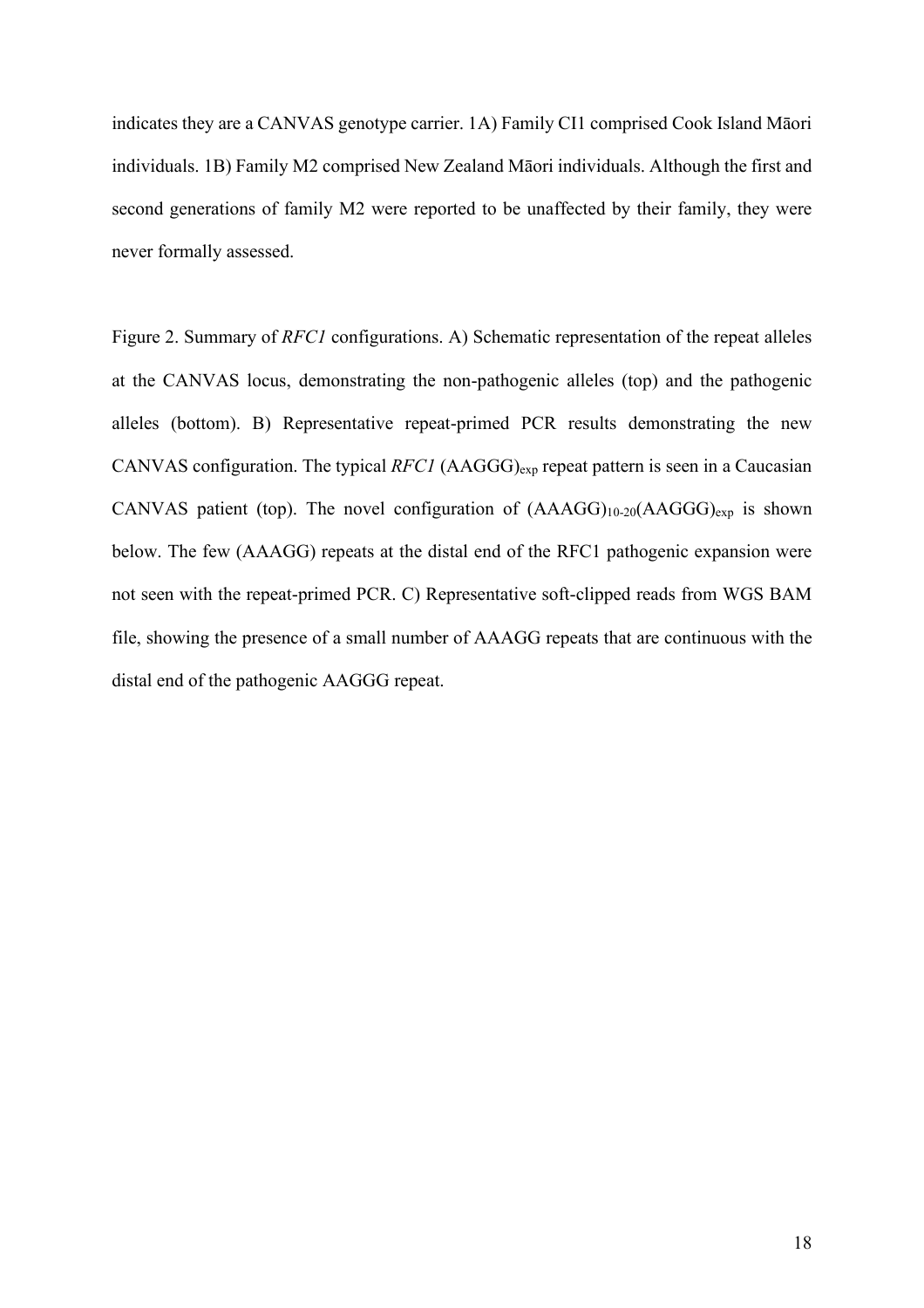indicates they are a CANVAS genotype carrier. 1A) Family CI1 comprised Cook Island Māori individuals. 1B) Family M2 comprised New Zealand Māori individuals. Although the first and second generations of family M2 were reported to be unaffected by their family, they were never formally assessed.

Figure 2. Summary of *RFC1* configurations. A) Schematic representation of the repeat alleles at the CANVAS locus, demonstrating the non-pathogenic alleles (top) and the pathogenic alleles (bottom). B) Representative repeat-primed PCR results demonstrating the new CANVAS configuration. The typical *RFC1* $(AAGGG)_{exp}$ repeat pattern is seen in a Caucasian CANVAS patient (top). The novel configuration of $(AAAGG)_{10\text{-}20}(AAGGG)_{exp}$ is shown below. The few (AAAGG) repeats at the distal end of the RFC1 pathogenic expansion were not seen with the repeat-primed PCR. C) Representative soft-clipped reads from WGS BAM file, showing the presence of a small number of AAAGG repeats that are continuous with the distal end of the pathogenic AAGGG repeat.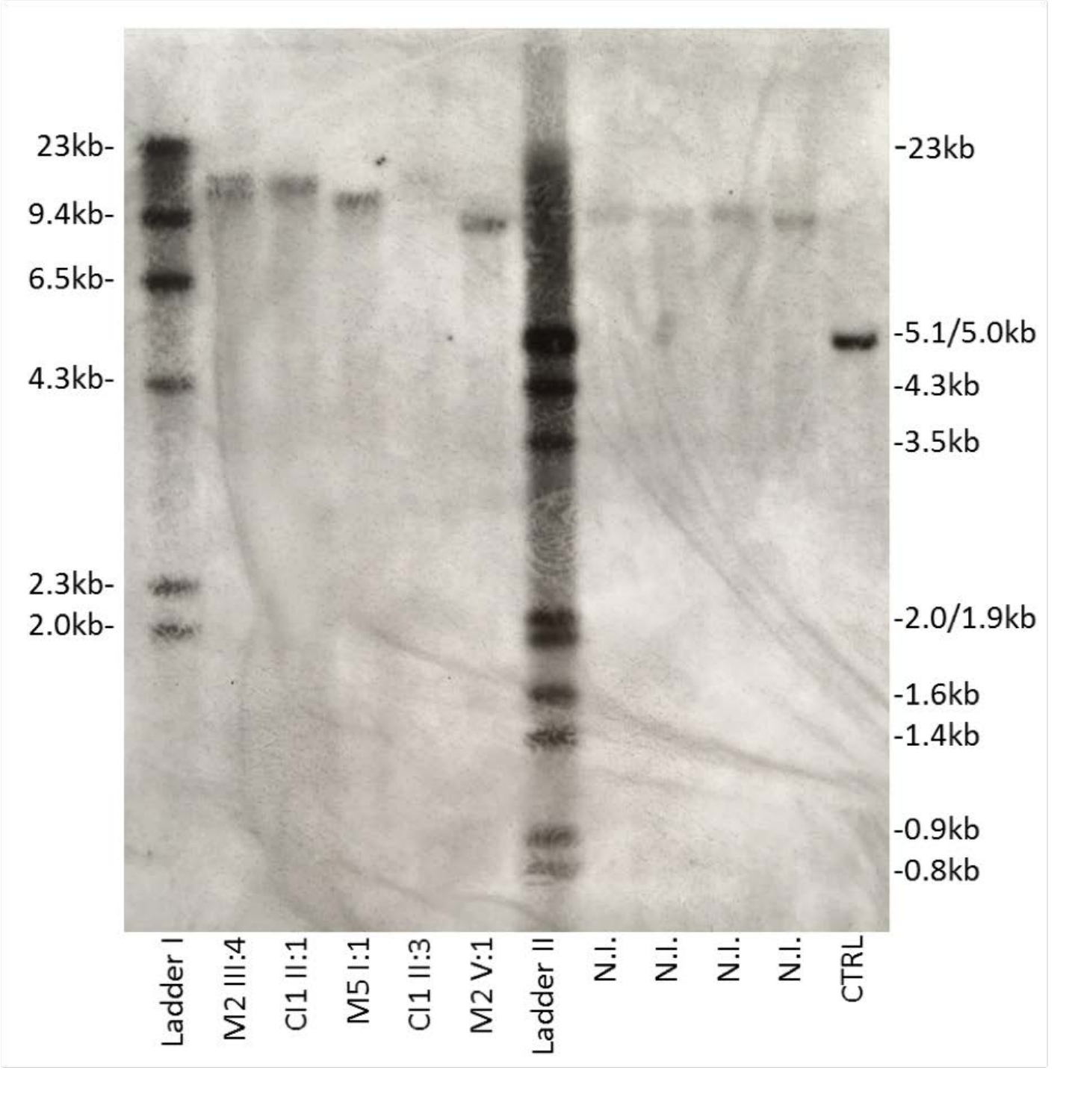23kb-
9.4kb-
6.5kb-
4.3kb-
2.3kb-
2.0kb-

-23kb
-5.1/5.0kb
-4.3kb
-3.5kb
-2.0/1.9kb
-1.6kb
-1.4kb
-0.9kb
-0.8kb

Ladder I | M2 III:4 | Cl1 II:1 | M5 I:1 | Cl1 II:3 | M2 V:1 | Ladder II | N.I. | N.I. | N.I. | N.I. | CTRL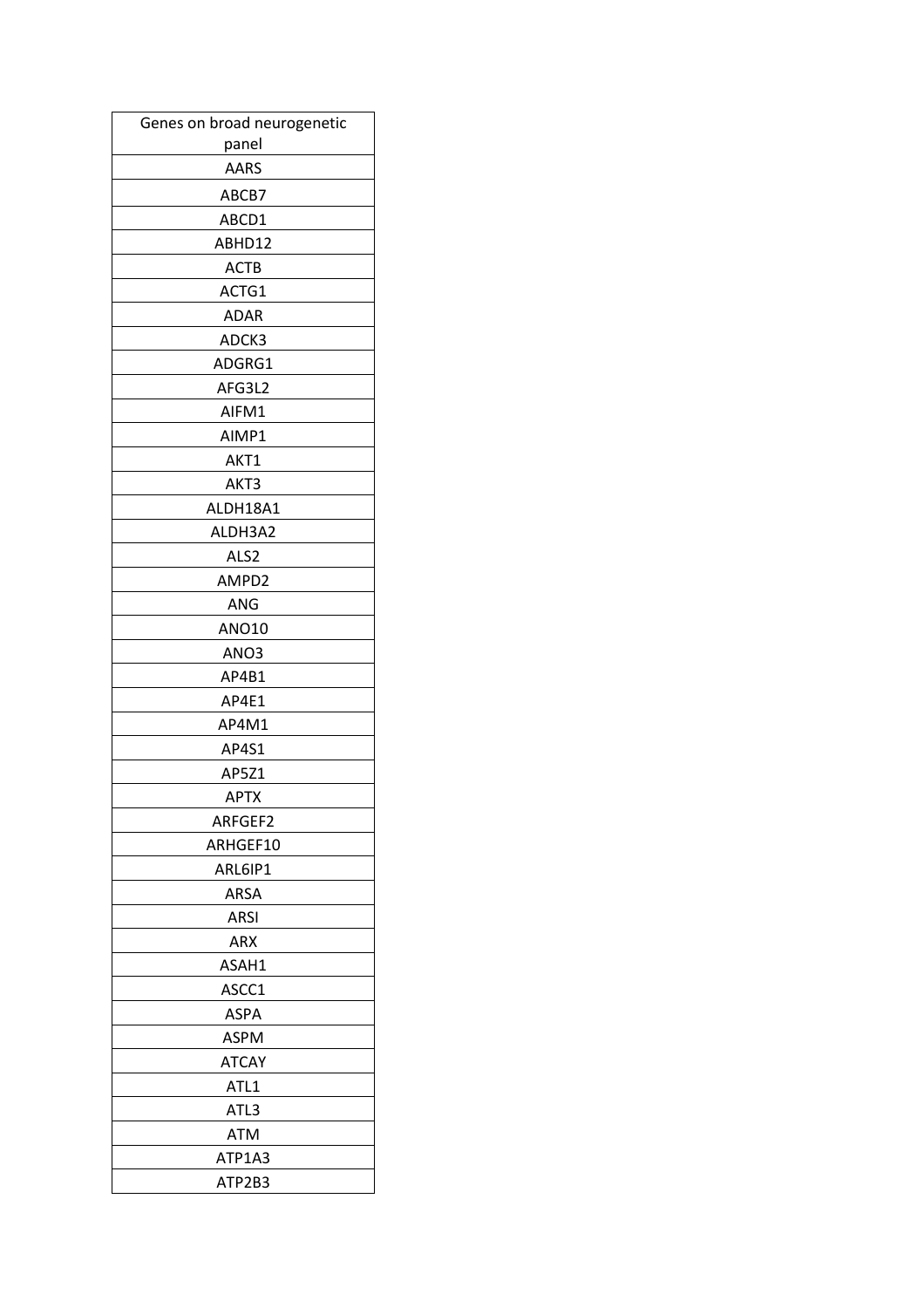| Genes on broad neurogenetic panel |
|---|
| AARS |
| ABCB7 |
| ABCD1 |
| ABHD12 |
| ACTB |
| ACTG1 |
| ADAR |
| ADCK3 |
| ADGRG1 |
| AFG3L2 |
| AIFM1 |
| AIMP1 |
| AKT1 |
| AKT3 |
| ALDH18A1 |
| ALDH3A2 |
| ALS2 |
| AMPD2 |
| ANG |
| ANO10 |
| ANO3 |
| AP4B1 |
| AP4E1 |
| AP4M1 |
| AP4S1 |
| AP5Z1 |
| APTX |
| ARFGEF2 |
| ARHGEF10 |
| ARL6IP1 |
| ARSA |
| ARSI |
| ARX |
| ASAH1 |
| ASCC1 |
| ASPA |
| ASPM |
| ATCAY |
| ATL1 |
| ATL3 |
| ATM |
| ATP1A3 |
| ATP2B3 |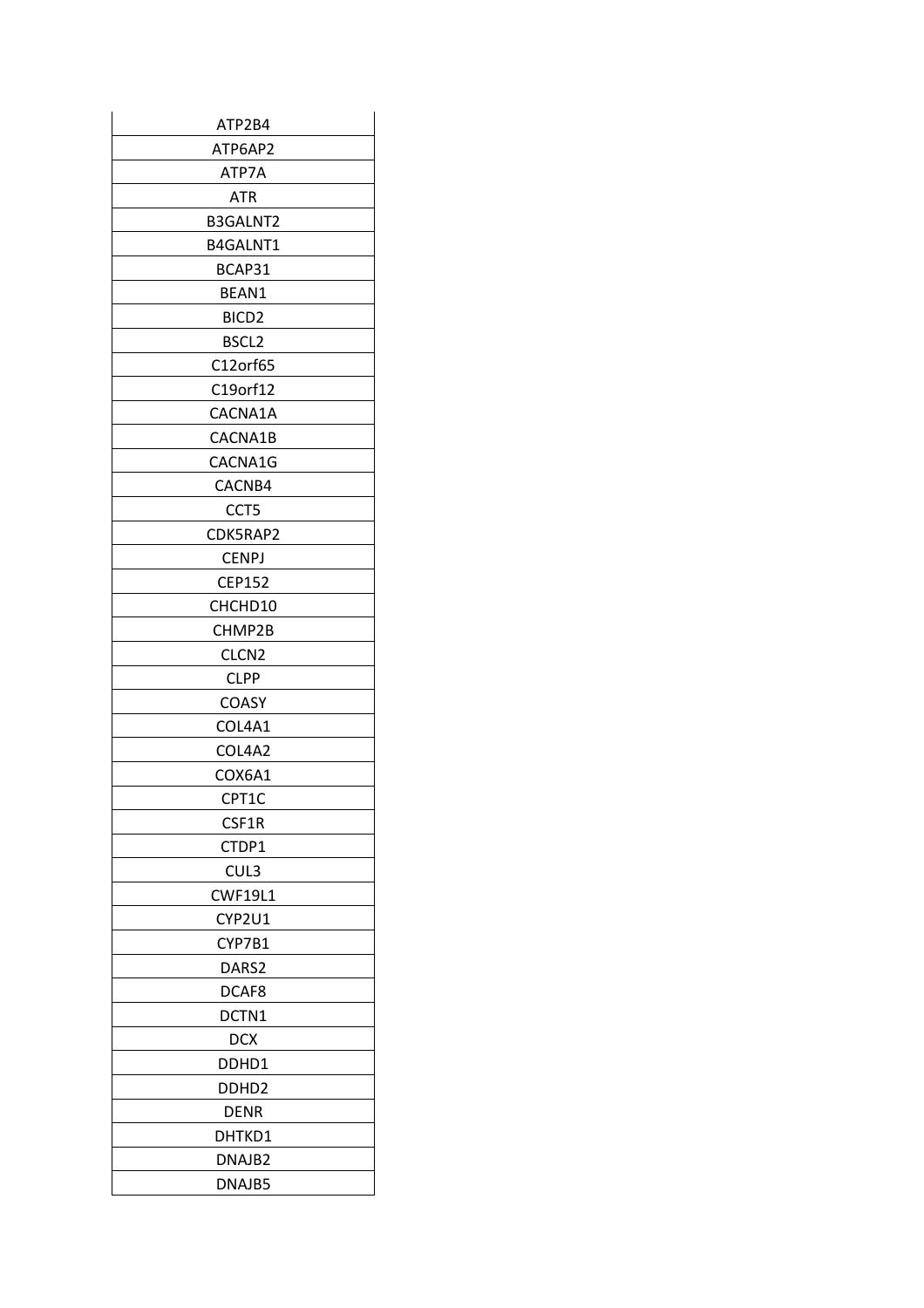| ATP2B4 |
|---|
| ATP6AP2 |
| ATP7A |
| ATR |
| B3GALNT2 |
| B4GALNT1 |
| BCAP31 |
| BEAN1 |
| BICD2 |
| BSCL2 |
| C12orf65 |
| C19orf12 |
| CACNA1A |
| CACNA1B |
| CACNA1G |
| CACNB4 |
| CCT5 |
| CDK5RAP2 |
| CENPJ |
| CEP152 |
| CHCHD10 |
| CHMP2B |
| CLCN2 |
| CLPP |
| COASY |
| COL4A1 |
| COL4A2 |
| COX6A1 |
| CPT1C |
| CSF1R |
| CTDP1 |
| CUL3 |
| CWF19L1 |
| CYP2U1 |
| CYP7B1 |
| DARS2 |
| DCAF8 |
| DCTN1 |
| DCX |
| DDHD1 |
| DDHD2 |
| DENR |
| DHTKD1 |
| DNAJB2 |
| DNAJB5 |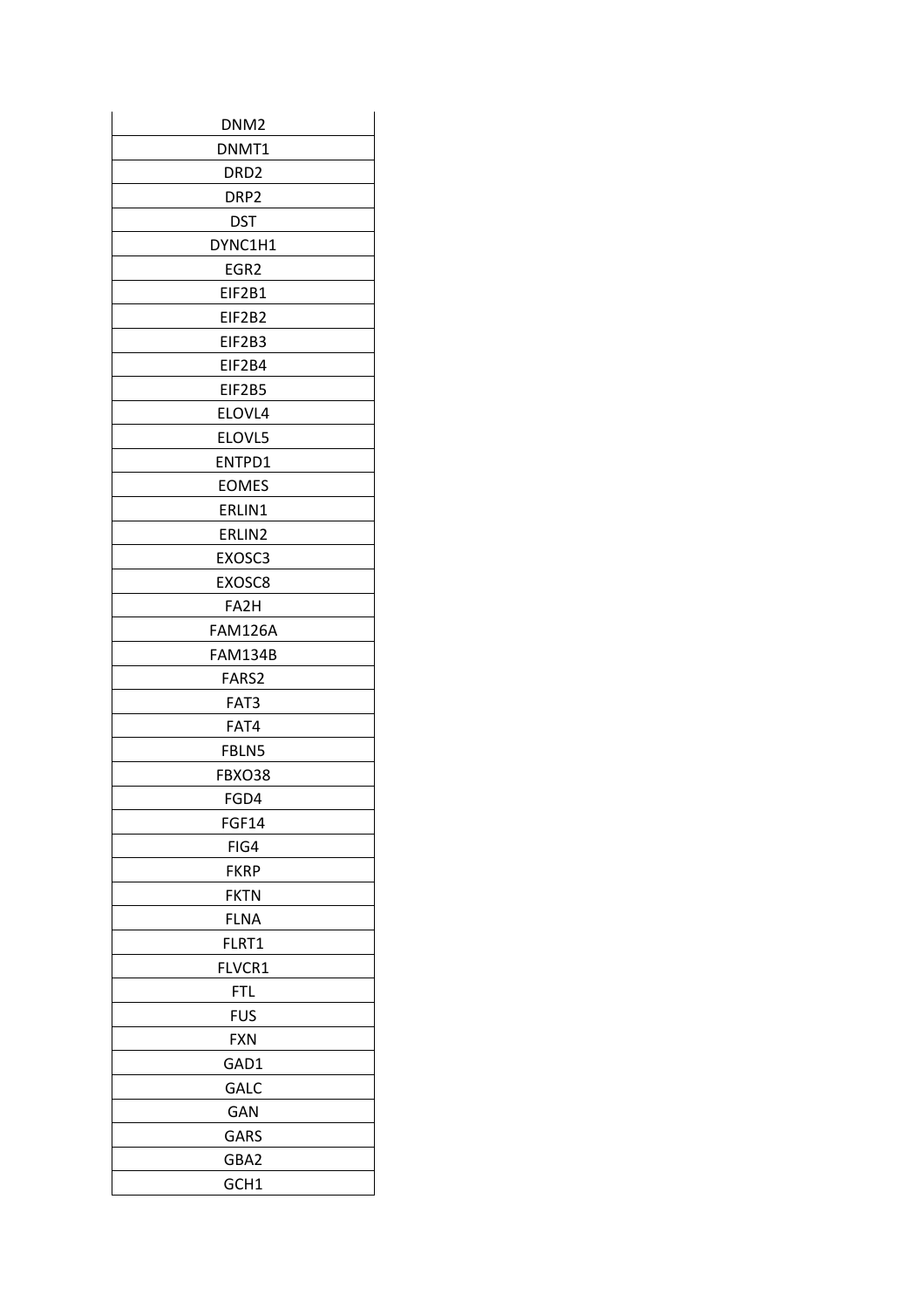| DNM2 |
|---|
| DNMT1 |
| DRD2 |
| DRP2 |
| DST |
| DYNC1H1 |
| EGR2 |
| EIF2B1 |
| EIF2B2 |
| EIF2B3 |
| EIF2B4 |
| EIF2B5 |
| ELOVL4 |
| ELOVL5 |
| ENTPD1 |
| EOMES |
| ERLIN1 |
| ERLIN2 |
| EXOSC3 |
| EXOSC8 |
| FA2H |
| FAM126A |
| FAM134B |
| FARS2 |
| FAT3 |
| FAT4 |
| FBLN5 |
| FBXO38 |
| FGD4 |
| FGF14 |
| FIG4 |
| FKRP |
| FKTN |
| FLNA |
| FLRT1 |
| FLVCR1 |
| FTL |
| FUS |
| FXN |
| GAD1 |
| GALC |
| GAN |
| GARS |
| GBA2 |
| GCH1 |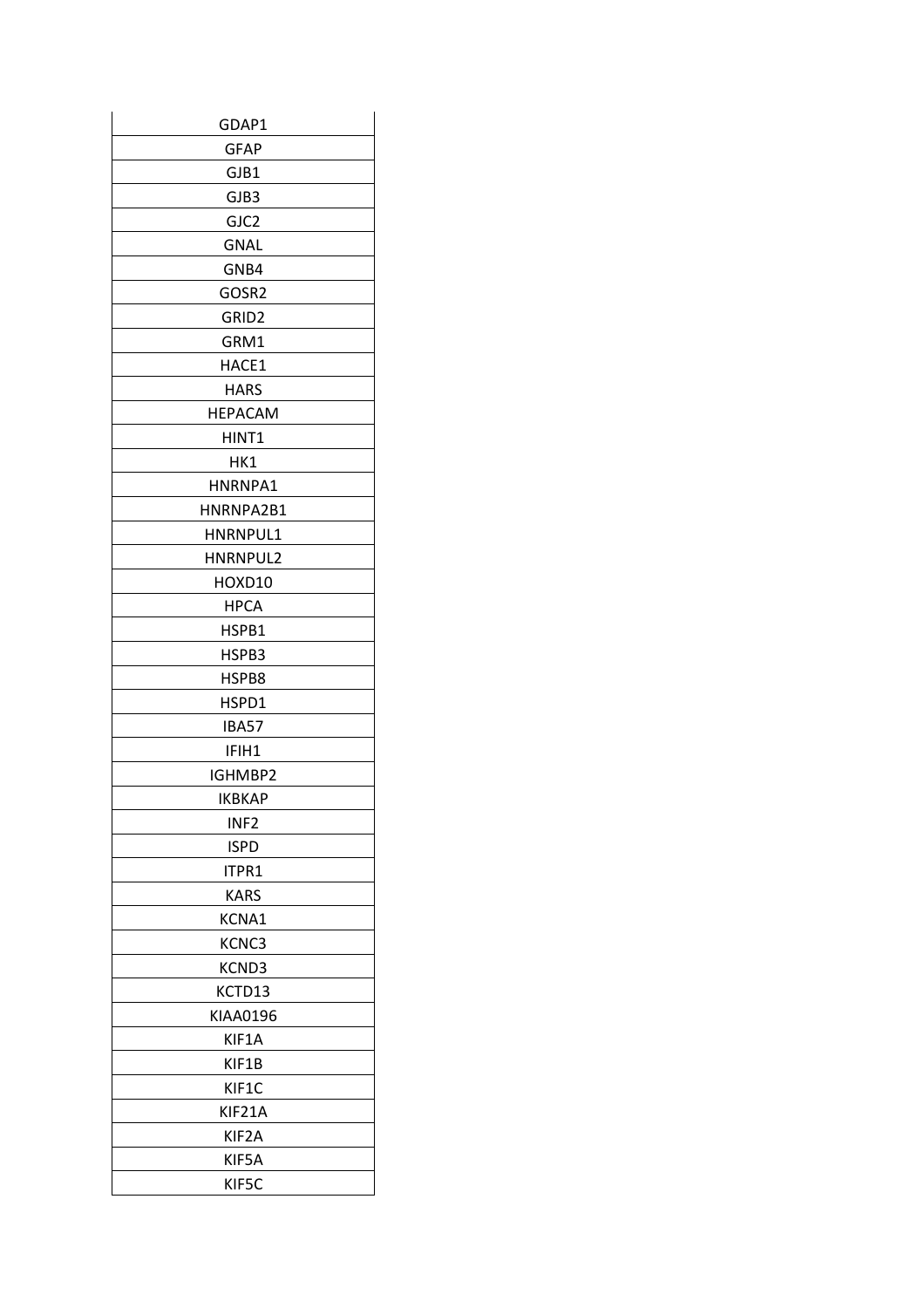| GDAP1 |
|---|
| GFAP |
| GJB1 |
| GJB3 |
| GJC2 |
| GNAL |
| GNB4 |
| GOSR2 |
| GRID2 |
| GRM1 |
| HACE1 |
| HARS |
| HEPACAM |
| HINT1 |
| HK1 |
| HNRNPA1 |
| HNRNPA2B1 |
| HNRNPUL1 |
| HNRNPUL2 |
| HOXD10 |
| HPCA |
| HSPB1 |
| HSPB3 |
| HSPB8 |
| HSPD1 |
| IBA57 |
| IFIH1 |
| IGHMBP2 |
| IKBKAP |
| INF2 |
| ISPD |
| ITPR1 |
| KARS |
| KCNA1 |
| KCNC3 |
| KCND3 |
| KCTD13 |
| KIAA0196 |
| KIF1A |
| KIF1B |
| KIF1C |
| KIF21A |
| KIF2A |
| KIF5A |
| KIF5C |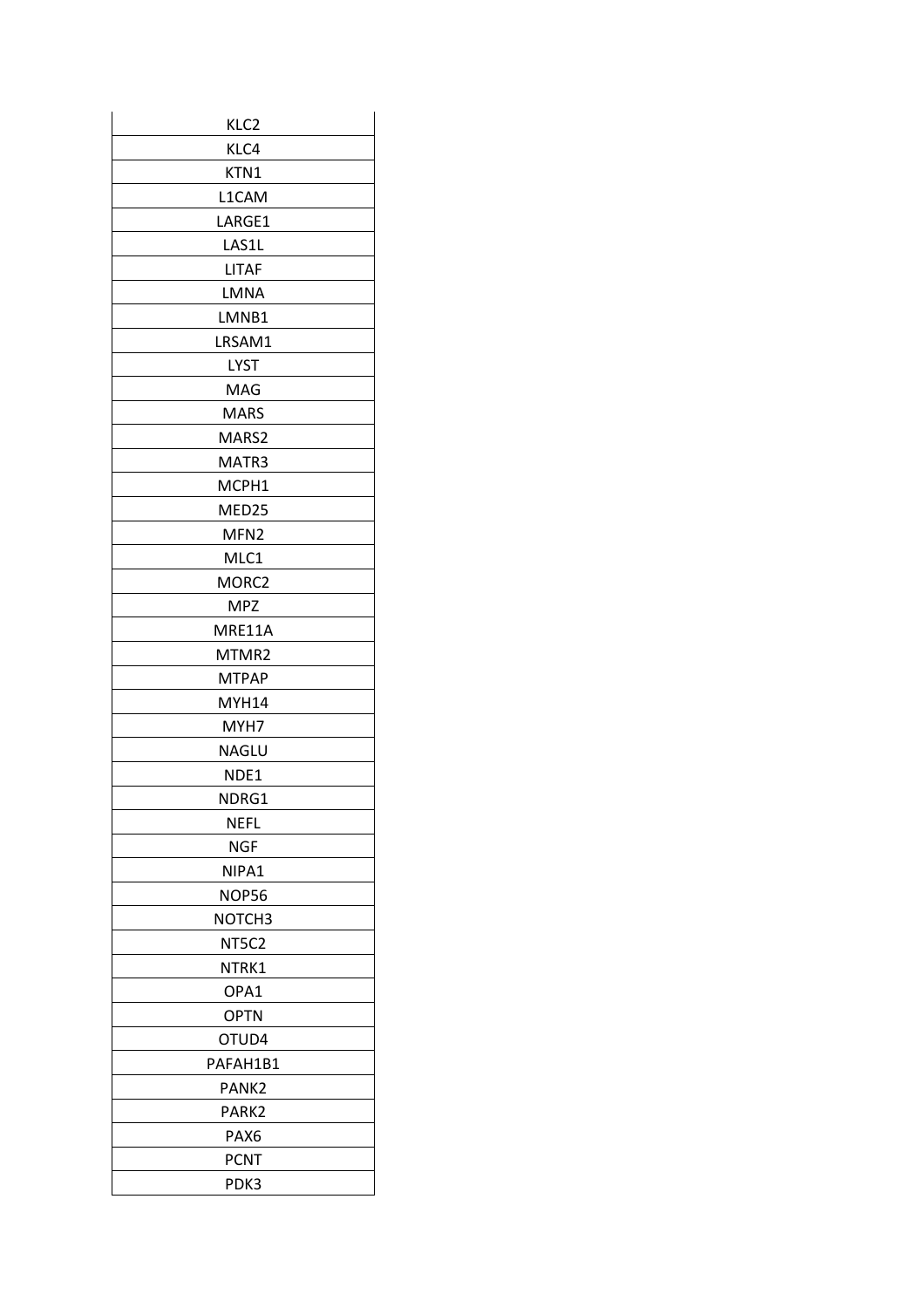| KLC2 |
|---|
| KLC4 |
| KTN1 |
| L1CAM |
| LARGE1 |
| LAS1L |
| LITAF |
| LMNA |
| LMNB1 |
| LRSAM1 |
| LYST |
| MAG |
| MARS |
| MARS2 |
| MATR3 |
| MCPH1 |
| MED25 |
| MFN2 |
| MLC1 |
| MORC2 |
| MPZ |
| MRE11A |
| MTMR2 |
| MTPAP |
| MYH14 |
| MYH7 |
| NAGLU |
| NDE1 |
| NDRG1 |
| NEFL |
| NGF |
| NIPA1 |
| NOP56 |
| NOTCH3 |
| NT5C2 |
| NTRK1 |
| OPA1 |
| OPTN |
| OTUD4 |
| PAFAH1B1 |
| PANK2 |
| PARK2 |
| PAX6 |
| PCNT |
| PDK3 |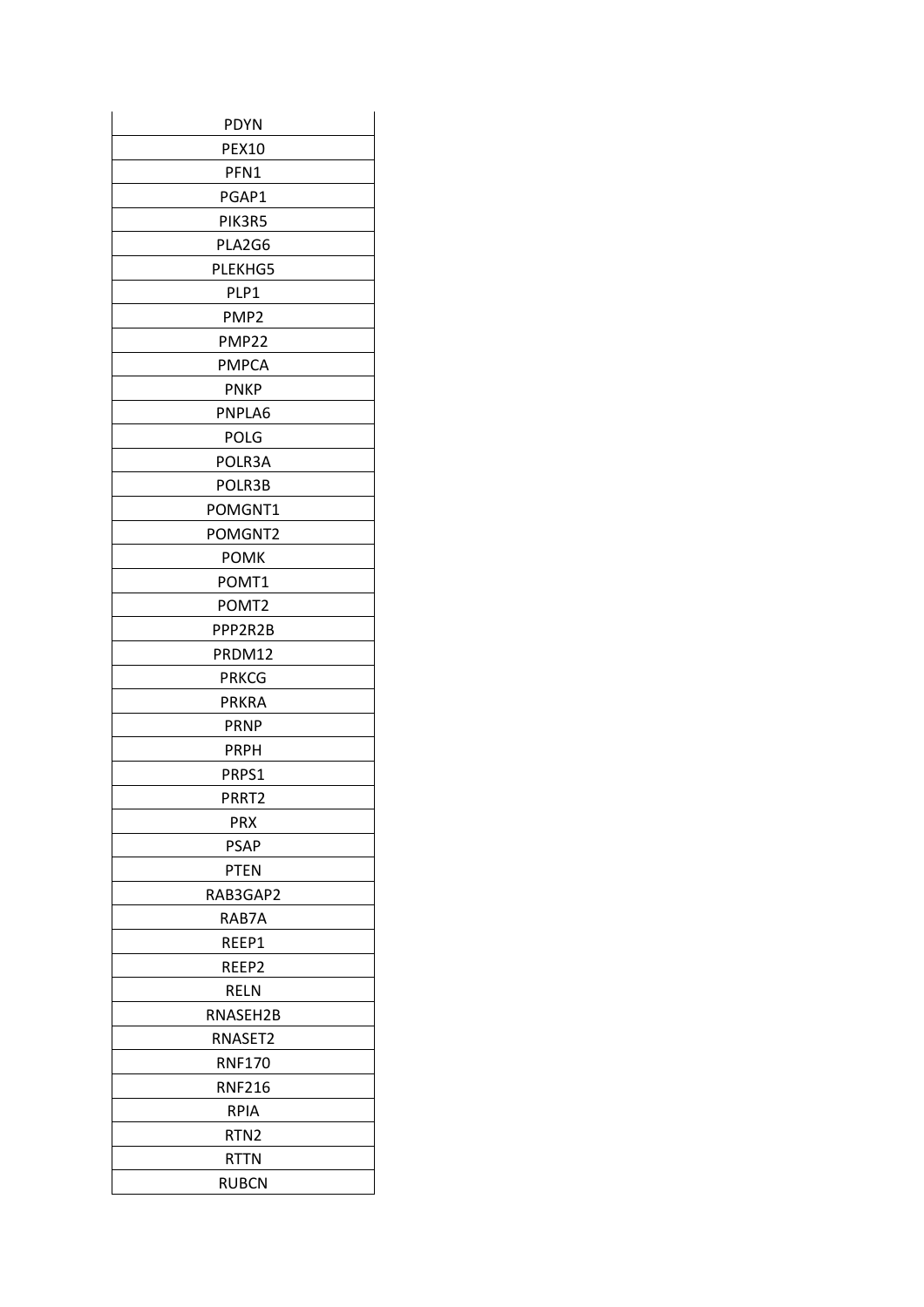| PDYN |
|---|
| PEX10 |
| PFN1 |
| PGAP1 |
| PIK3R5 |
| PLA2G6 |
| PLEKHG5 |
| PLP1 |
| PMP2 |
| PMP22 |
| PMPCA |
| PNKP |
| PNPLA6 |
| POLG |
| POLR3A |
| POLR3B |
| POMGNT1 |
| POMGNT2 |
| POMK |
| POMT1 |
| POMT2 |
| PPP2R2B |
| PRDM12 |
| PRKCG |
| PRKRA |
| PRNP |
| PRPH |
| PRPS1 |
| PRRT2 |
| PRX |
| PSAP |
| PTEN |
| RAB3GAP2 |
| RAB7A |
| REEP1 |
| REEP2 |
| RELN |
| RNASEH2B |
| RNASET2 |
| RNF170 |
| RNF216 |
| RPIA |
| RTN2 |
| RTTN |
| RUBCN |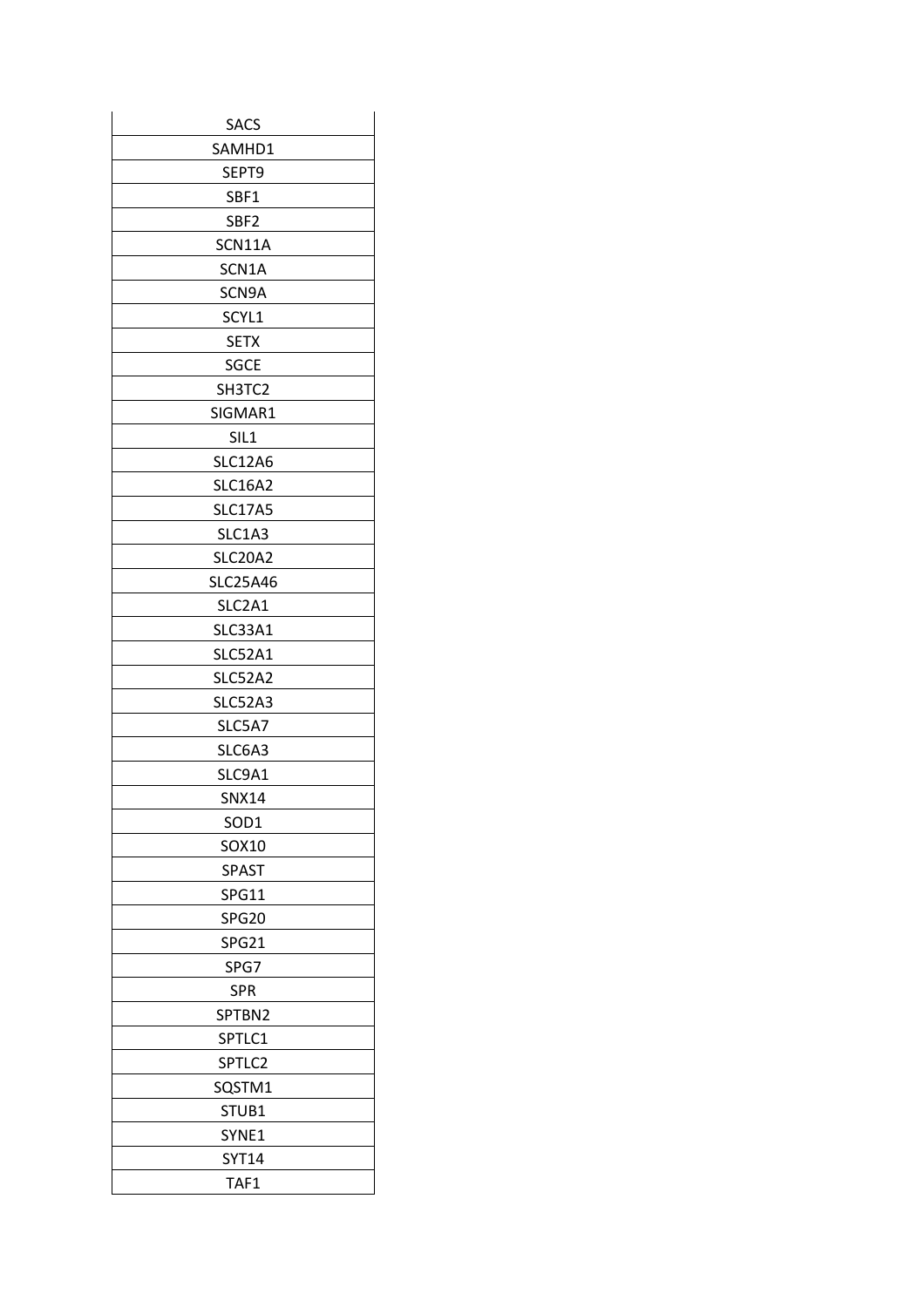| SACS |
|---|
| SAMHD1 |
| SEPT9 |
| SBF1 |
| SBF2 |
| SCN11A |
| SCN1A |
| SCN9A |
| SCYL1 |
| SETX |
| SGCE |
| SH3TC2 |
| SIGMAR1 |
| SIL1 |
| SLC12A6 |
| SLC16A2 |
| SLC17A5 |
| SLC1A3 |
| SLC20A2 |
| SLC25A46 |
| SLC2A1 |
| SLC33A1 |
| SLC52A1 |
| SLC52A2 |
| SLC52A3 |
| SLC5A7 |
| SLC6A3 |
| SLC9A1 |
| SNX14 |
| SOD1 |
| SOX10 |
| SPAST |
| SPG11 |
| SPG20 |
| SPG21 |
| SPG7 |
| SPR |
| SPTBN2 |
| SPTLC1 |
| SPTLC2 |
| SQSTM1 |
| STUB1 |
| SYNE1 |
| SYT14 |
| TAF1 |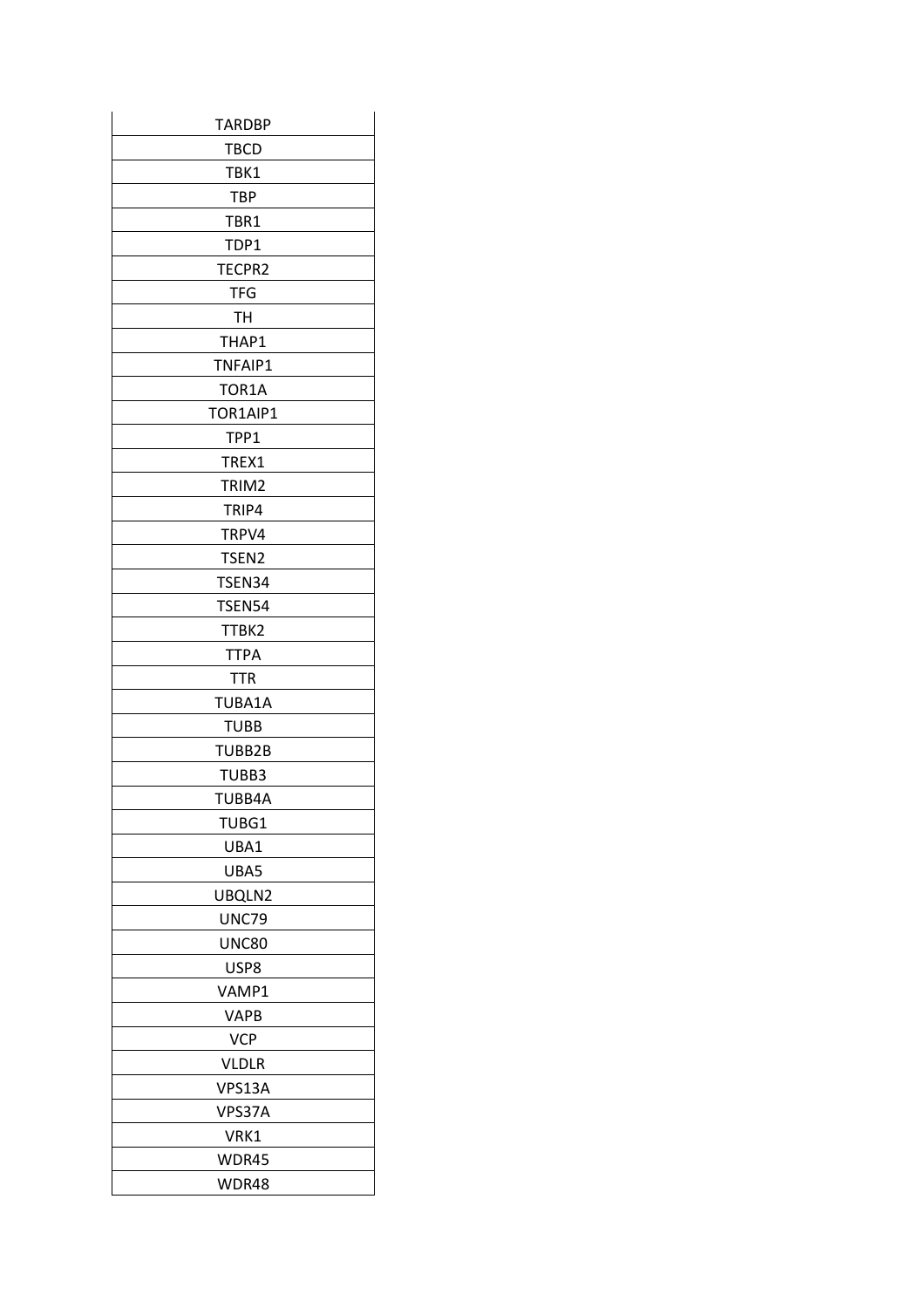| TARDBP |
| --- |
| TBCD |
| TBK1 |
| TBP |
| TBR1 |
| TDP1 |
| TECPR2 |
| TFG |
| TH |
| THAP1 |
| TNFAIP1 |
| TOR1A |
| TOR1AIP1 |
| TPP1 |
| TREX1 |
| TRIM2 |
| TRIP4 |
| TRPV4 |
| TSEN2 |
| TSEN34 |
| TSEN54 |
| TTBK2 |
| TTPA |
| TTR |
| TUBA1A |
| TUBB |
| TUBB2B |
| TUBB3 |
| TUBB4A |
| TUBG1 |
| UBA1 |
| UBA5 |
| UBQLN2 |
| UNC79 |
| UNC80 |
| USP8 |
| VAMP1 |
| VAPB |
| VCP |
| VLDLR |
| VPS13A |
| VPS37A |
| VRK1 |
| WDR45 |
| WDR48 |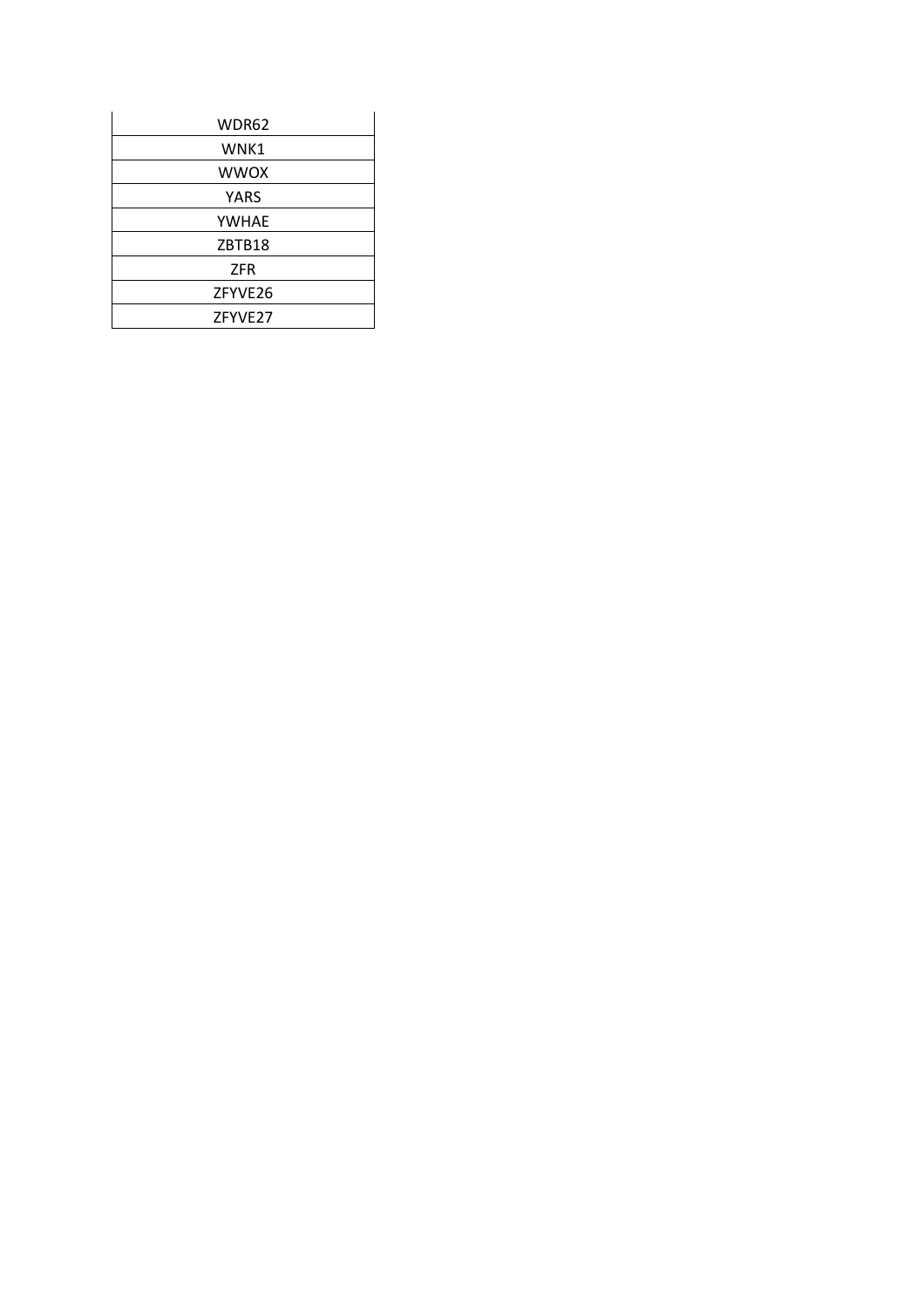| WDR62 |
| --- |
| WNK1 |
| WWOX |
| YARS |
| YWHAE |
| ZBTB18 |
| ZFR |
| ZFYVE26 |
| ZFYVE27 |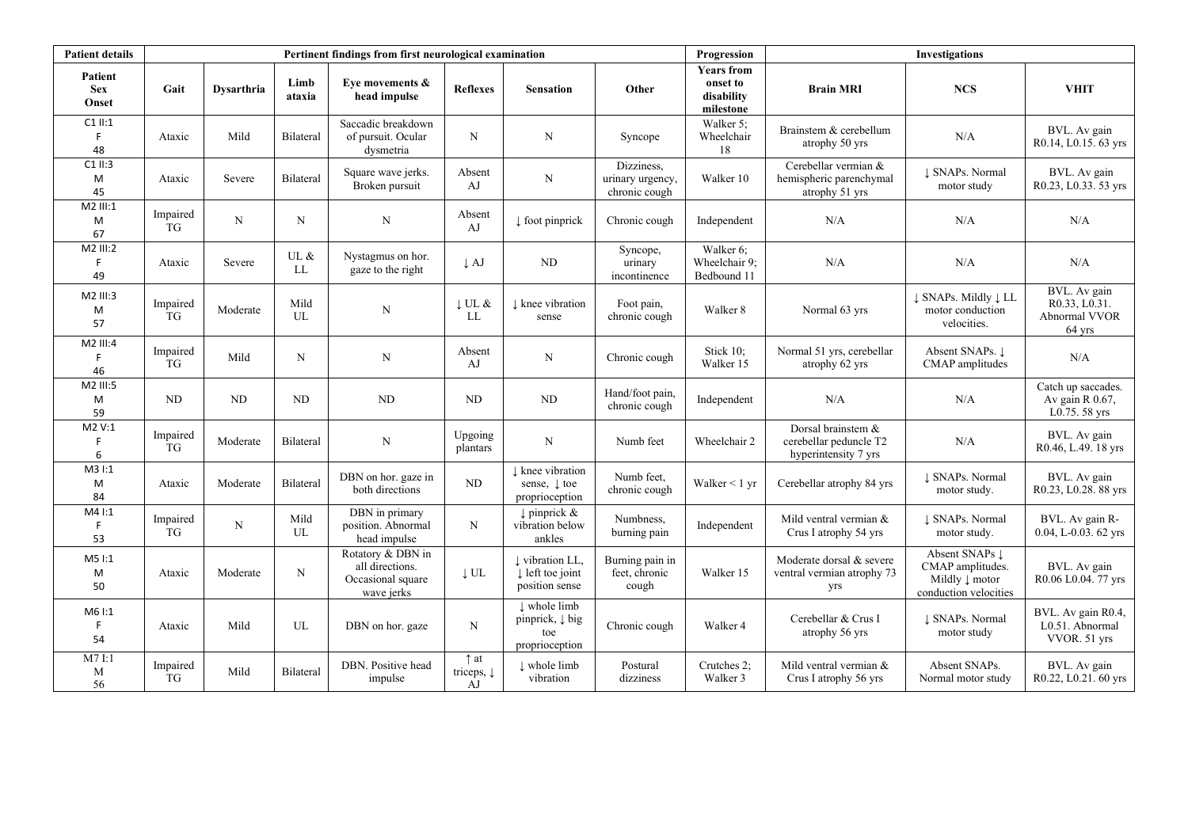| Patient details | Pertinent findings from first neurological examination | | | | | | | Progression | Investigations | | |
|---|---|---|---|---|---|---|---|---|---|---|---|
| Patient Sex Onset | Gait | Dysarthria | Limb ataxia | Eye movements & head impulse | Reflexes | Sensation | Other | Years from onset to disability milestone | Brain MRI | NCS | VHIT |
| C1 II:1 F 48 | Ataxic | Mild | Bilateral | Saccadic breakdown of pursuit. Ocular dysmetria | N | N | Syncope | Walker 5; Wheelchair 18 | Brainstem & cerebellum atrophy 50 yrs | N/A | BVL. Av gain R0.14, L0.15. 63 yrs |
| C1 II:3 M 45 | Ataxic | Severe | Bilateral | Square wave jerks. Broken pursuit | Absent AJ | N | Dizziness, urinary urgency, chronic cough | Walker 10 | Cerebellar vermian & hemispheric parenchymal atrophy 51 yrs | ↓ SNAPs. Normal motor study | BVL. Av gain R0.23, L0.33. 53 yrs |
| M2 III:1 M 67 | Impaired TG | N | N | N | Absent AJ | ↓ foot pinprick | Chronic cough | Independent | N/A | N/A | N/A |
| M2 III:2 F 49 | Ataxic | Severe | UL & LL | Nystagmus on hor. gaze to the right | ↓ AJ | ND | Syncope, urinary incontinence | Walker 6; Wheelchair 9; Bedbound 11 | N/A | N/A | N/A |
| M2 III:3 M 57 | Impaired TG | Moderate | Mild UL | N | ↓ UL & LL | ↓ knee vibration sense | Foot pain, chronic cough | Walker 8 | Normal 63 yrs | ↓ SNAPs. Mildly ↓ LL motor conduction velocities. | BVL. Av gain R0.33, L0.31. Abnormal VVOR 64 yrs |
| M2 III:4 F 46 | Impaired TG | Mild | N | N | Absent AJ | N | Chronic cough | Stick 10; Walker 15 | Normal 51 yrs, cerebellar atrophy 62 yrs | Absent SNAPs. ↓ CMAP amplitudes | N/A |
| M2 III:5 M 59 | ND | ND | ND | ND | ND | ND | Hand/foot pain, chronic cough | Independent | N/A | N/A | Catch up saccades. Av gain R 0.67, L0.75. 58 yrs |
| M2 V:1 F 6 | Impaired TG | Moderate | Bilateral | N | Upgoing plantars | N | Numb feet | Wheelchair 2 | Dorsal brainstem & cerebellar peduncle T2 hyperintensity 7 yrs | N/A | BVL. Av gain R0.46, L.49. 18 yrs |
| M3 I:1 M 84 | Ataxic | Moderate | Bilateral | DBN on hor. gaze in both directions | ND | ↓ knee vibration sense, ↓ toe proprioception | Numb feet, chronic cough | Walker < 1 yr | Cerebellar atrophy 84 yrs | ↓ SNAPs. Normal motor study. | BVL. Av gain R0.23, L0.28. 88 yrs |
| M4 I:1 F 53 | Impaired TG | N | Mild UL | DBN in primary position. Abnormal head impulse | N | ↓ pinprick & vibration below ankles | Numbness, burning pain | Independent | Mild ventral vermian & Crus I atrophy 54 yrs | ↓ SNAPs. Normal motor study. | BVL. Av gain R-0.04, L-0.03. 62 yrs |
| M5 I:1 M 50 | Ataxic | Moderate | N | Rotatory & DBN in all directions. Occasional square wave jerks | ↓ UL | ↓ vibration LL, ↓ left toe joint position sense | Burning pain in feet, chronic cough | Walker 15 | Moderate dorsal & severe ventral vermian atrophy 73 yrs | Absent SNAPs ↓ CMAP amplitudes. Mildly ↓ motor conduction velocities | BVL. Av gain R0.06 L0.04. 77 yrs |
| M6 I:1 F 54 | Ataxic | Mild | UL | DBN on hor. gaze | N | ↓ whole limb pinprick, ↓ big toe proprioception | Chronic cough | Walker 4 | Cerebellar & Crus I atrophy 56 yrs | ↓ SNAPs. Normal motor study | BVL. Av gain R0.4, L0.51. Abnormal VVOR. 51 yrs |
| M7 I:1 M 56 | Impaired TG | Mild | Bilateral | DBN. Positive head impulse | ↑ at triceps, ↓ AJ | ↓ whole limb vibration | Postural dizziness | Crutches 2; Walker 3 | Mild ventral vermian & Crus I atrophy 56 yrs | Absent SNAPs. Normal motor study | BVL. Av gain R0.22, L0.21. 60 yrs |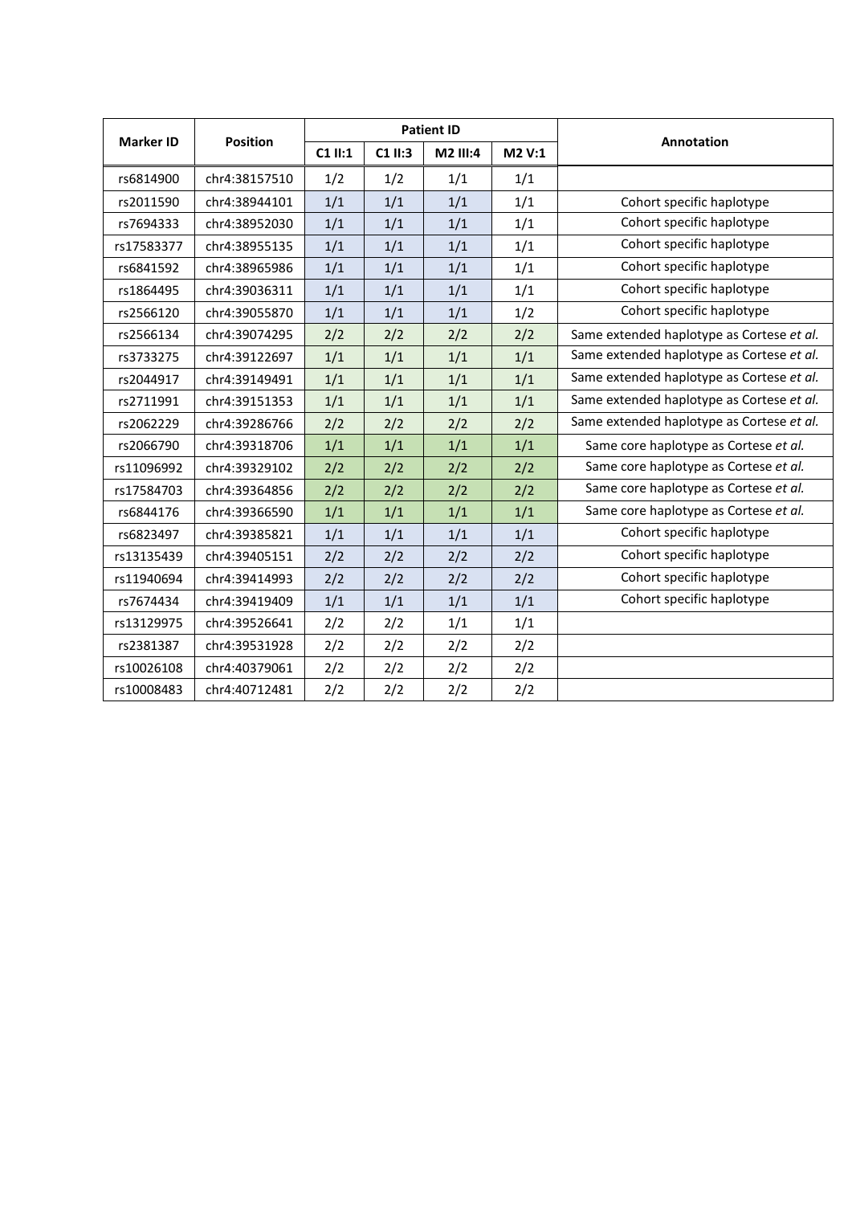| Marker ID | Position | Patient ID | | | | Annotation |
|---|---|---|---|---|---|---|
| | | C1 II:1 | C1 II:3 | M2 III:4 | M2 V:1 | |
| rs6814900 | chr4:38157510 | 1/2 | 1/2 | 1/1 | 1/1 | |
| rs2011590 | chr4:38944101 | 1/1 | 1/1 | 1/1 | 1/1 | Cohort specific haplotype |
| rs7694333 | chr4:38952030 | 1/1 | 1/1 | 1/1 | 1/1 | Cohort specific haplotype |
| rs17583377 | chr4:38955135 | 1/1 | 1/1 | 1/1 | 1/1 | Cohort specific haplotype |
| rs6841592 | chr4:38965986 | 1/1 | 1/1 | 1/1 | 1/1 | Cohort specific haplotype |
| rs1864495 | chr4:39036311 | 1/1 | 1/1 | 1/1 | 1/1 | Cohort specific haplotype |
| rs2566120 | chr4:39055870 | 1/1 | 1/1 | 1/1 | 1/2 | Cohort specific haplotype |
| rs2566134 | chr4:39074295 | 2/2 | 2/2 | 2/2 | 2/2 | Same extended haplotype as Cortese *et al.* |
| rs3733275 | chr4:39122697 | 1/1 | 1/1 | 1/1 | 1/1 | Same extended haplotype as Cortese *et al.* |
| rs2044917 | chr4:39149491 | 1/1 | 1/1 | 1/1 | 1/1 | Same extended haplotype as Cortese *et al.* |
| rs2711991 | chr4:39151353 | 1/1 | 1/1 | 1/1 | 1/1 | Same extended haplotype as Cortese *et al.* |
| rs2062229 | chr4:39286766 | 2/2 | 2/2 | 2/2 | 2/2 | Same extended haplotype as Cortese *et al.* |
| rs2066790 | chr4:39318706 | 1/1 | 1/1 | 1/1 | 1/1 | Same core haplotype as Cortese *et al.* |
| rs11096992 | chr4:39329102 | 2/2 | 2/2 | 2/2 | 2/2 | Same core haplotype as Cortese *et al.* |
| rs17584703 | chr4:39364856 | 2/2 | 2/2 | 2/2 | 2/2 | Same core haplotype as Cortese *et al.* |
| rs6844176 | chr4:39366590 | 1/1 | 1/1 | 1/1 | 1/1 | Same core haplotype as Cortese *et al.* |
| rs6823497 | chr4:39385821 | 1/1 | 1/1 | 1/1 | 1/1 | Cohort specific haplotype |
| rs13135439 | chr4:39405151 | 2/2 | 2/2 | 2/2 | 2/2 | Cohort specific haplotype |
| rs11940694 | chr4:39414993 | 2/2 | 2/2 | 2/2 | 2/2 | Cohort specific haplotype |
| rs7674434 | chr4:39419409 | 1/1 | 1/1 | 1/1 | 1/1 | Cohort specific haplotype |
| rs13129975 | chr4:39526641 | 2/2 | 2/2 | 1/1 | 1/1 | |
| rs2381387 | chr4:39531928 | 2/2 | 2/2 | 2/2 | 2/2 | |
| rs10026108 | chr4:40379061 | 2/2 | 2/2 | 2/2 | 2/2 | |
| rs10008483 | chr4:40712481 | 2/2 | 2/2 | 2/2 | 2/2 | |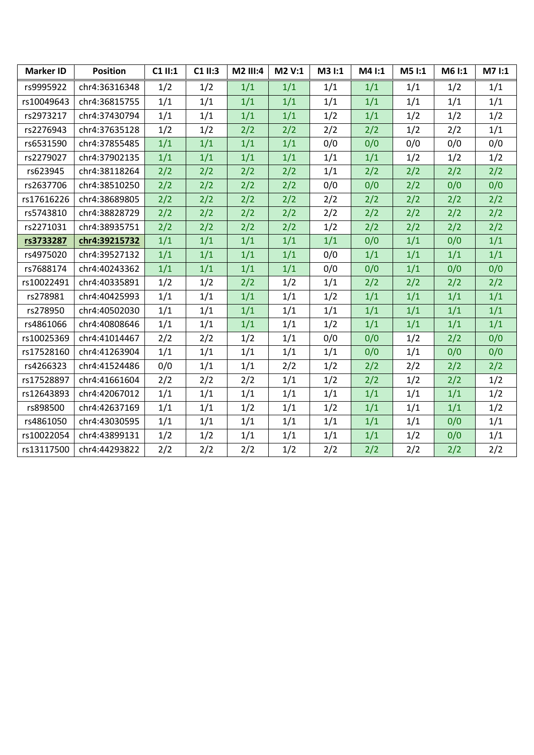| Marker ID | Position | C1 II:1 | C1 II:3 | M2 III:4 | M2 V:1 | M3 I:1 | M4 I:1 | M5 I:1 | M6 I:1 | M7 I:1 |
|---|---|---|---|---|---|---|---|---|---|---|
| rs9995922 | chr4:36316348 | 1/2 | 1/2 | 1/1 | 1/1 | 1/1 | 1/1 | 1/1 | 1/2 | 1/1 |
| rs10049643 | chr4:36815755 | 1/1 | 1/1 | 1/1 | 1/1 | 1/1 | 1/1 | 1/1 | 1/1 | 1/1 |
| rs2973217 | chr4:37430794 | 1/1 | 1/1 | 1/1 | 1/1 | 1/2 | 1/1 | 1/2 | 1/2 | 1/2 |
| rs2276943 | chr4:37635128 | 1/2 | 1/2 | 2/2 | 2/2 | 2/2 | 2/2 | 1/2 | 2/2 | 1/1 |
| rs6531590 | chr4:37855485 | 1/1 | 1/1 | 1/1 | 1/1 | 0/0 | 0/0 | 0/0 | 0/0 | 0/0 |
| rs2279027 | chr4:37902135 | 1/1 | 1/1 | 1/1 | 1/1 | 1/1 | 1/1 | 1/2 | 1/2 | 1/2 |
| rs623945 | chr4:38118264 | 2/2 | 2/2 | 2/2 | 2/2 | 1/1 | 2/2 | 2/2 | 2/2 | 2/2 |
| rs2637706 | chr4:38510250 | 2/2 | 2/2 | 2/2 | 2/2 | 0/0 | 0/0 | 2/2 | 0/0 | 0/0 |
| rs17616226 | chr4:38689805 | 2/2 | 2/2 | 2/2 | 2/2 | 2/2 | 2/2 | 2/2 | 2/2 | 2/2 |
| rs5743810 | chr4:38828729 | 2/2 | 2/2 | 2/2 | 2/2 | 2/2 | 2/2 | 2/2 | 2/2 | 2/2 |
| rs2271031 | chr4:38935751 | 2/2 | 2/2 | 2/2 | 2/2 | 1/2 | 2/2 | 2/2 | 2/2 | 2/2 |
| **rs3733287** | **chr4:39215732** | 1/1 | 1/1 | 1/1 | 1/1 | 1/1 | 0/0 | 1/1 | 0/0 | 1/1 |
| rs4975020 | chr4:39527132 | 1/1 | 1/1 | 1/1 | 1/1 | 0/0 | 1/1 | 1/1 | 1/1 | 1/1 |
| rs7688174 | chr4:40243362 | 1/1 | 1/1 | 1/1 | 1/1 | 0/0 | 0/0 | 1/1 | 0/0 | 0/0 |
| rs10022491 | chr4:40335891 | 1/2 | 1/2 | 2/2 | 1/2 | 1/1 | 2/2 | 2/2 | 2/2 | 2/2 |
| rs278981 | chr4:40425993 | 1/1 | 1/1 | 1/1 | 1/1 | 1/2 | 1/1 | 1/1 | 1/1 | 1/1 |
| rs278950 | chr4:40502030 | 1/1 | 1/1 | 1/1 | 1/1 | 1/1 | 1/1 | 1/1 | 1/1 | 1/1 |
| rs4861066 | chr4:40808646 | 1/1 | 1/1 | 1/1 | 1/1 | 1/2 | 1/1 | 1/1 | 1/1 | 1/1 |
| rs10025369 | chr4:41014467 | 2/2 | 2/2 | 1/2 | 1/1 | 0/0 | 0/0 | 1/2 | 2/2 | 0/0 |
| rs17528160 | chr4:41263904 | 1/1 | 1/1 | 1/1 | 1/1 | 1/1 | 0/0 | 1/1 | 0/0 | 0/0 |
| rs4266323 | chr4:41524486 | 0/0 | 1/1 | 1/1 | 2/2 | 1/2 | 2/2 | 2/2 | 2/2 | 2/2 |
| rs17528897 | chr4:41661604 | 2/2 | 2/2 | 2/2 | 1/1 | 1/2 | 2/2 | 1/2 | 2/2 | 1/2 |
| rs12643893 | chr4:42067012 | 1/1 | 1/1 | 1/1 | 1/1 | 1/1 | 1/1 | 1/1 | 1/1 | 1/2 |
| rs898500 | chr4:42637169 | 1/1 | 1/1 | 1/2 | 1/1 | 1/2 | 1/1 | 1/1 | 1/1 | 1/2 |
| rs4861050 | chr4:43030595 | 1/1 | 1/1 | 1/1 | 1/1 | 1/1 | 1/1 | 1/1 | 0/0 | 1/1 |
| rs10022054 | chr4:43899131 | 1/2 | 1/2 | 1/1 | 1/1 | 1/1 | 1/1 | 1/2 | 0/0 | 1/1 |
| rs13117500 | chr4:44293822 | 2/2 | 2/2 | 2/2 | 1/2 | 2/2 | 2/2 | 2/2 | 2/2 | 2/2 |